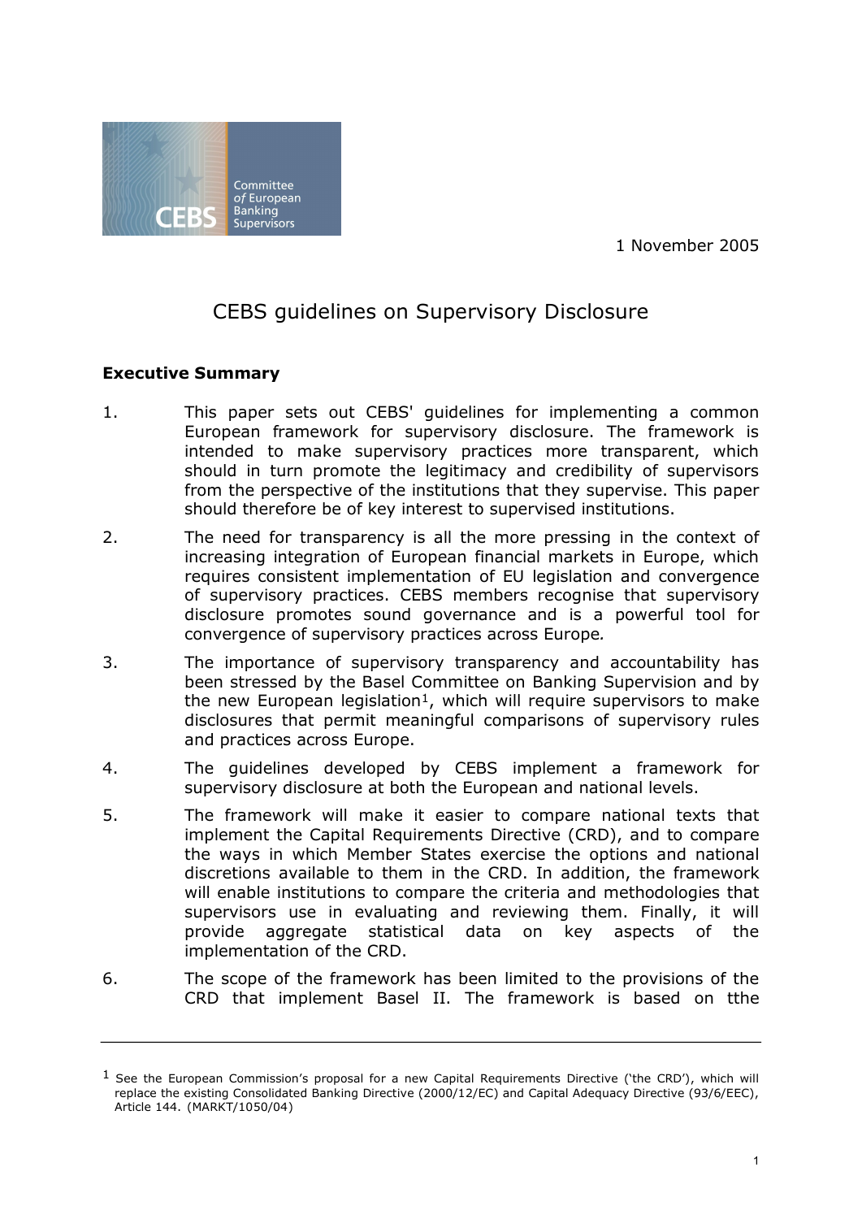1 November 2005

# CEBS guidelines on Supervisory Disclosure

## Executive Summary

1. This paper sets out CEBS' guidelines for implementing a common European framework for supervisory disclosure. The framework is intended to make supervisory practices more transparent, which should in turn promote the legitimacy and credibility of supervisors from the perspective of the institutions that they supervise. This paper should therefore be of key interest to supervised institutions.

2. The need for transparency is all the more pressing in the context of increasing integration of European financial markets in Europe, which requires consistent implementation of EU legislation and convergence of supervisory practices. CEBS members recognise that supervisory disclosure promotes sound governance and is a powerful tool for convergence of supervisory practices across Europe*.*

3. The importance of supervisory transparency and accountability has been stressed by the Basel Committee on Banking Supervision and by the new European legislation[1], which will require supervisors to make disclosures that permit meaningful comparisons of supervisory rules and practices across Europe.

4. The guidelines developed by CEBS implement a framework for supervisory disclosure at both the European and national levels.

5. The framework will make it easier to compare national texts that implement the Capital Requirements Directive (CRD), and to compare the ways in which Member States exercise the options and national discretions available to them in the CRD. In addition, the framework will enable institutions to compare the criteria and methodologies that supervisors use in evaluating and reviewing them. Finally, it will provide aggregate statistical data on key aspects of the implementation of the CRD.

6. The scope of the framework has been limited to the provisions of the CRD that implement Basel II. The framework is based on tthe

---

[1] See the European Commission's proposal for a new Capital Requirements Directive ('the CRD'), which will replace the existing Consolidated Banking Directive (2000/12/EC) and Capital Adequacy Directive (93/6/EEC), Article 144. (MARKT/1050/04)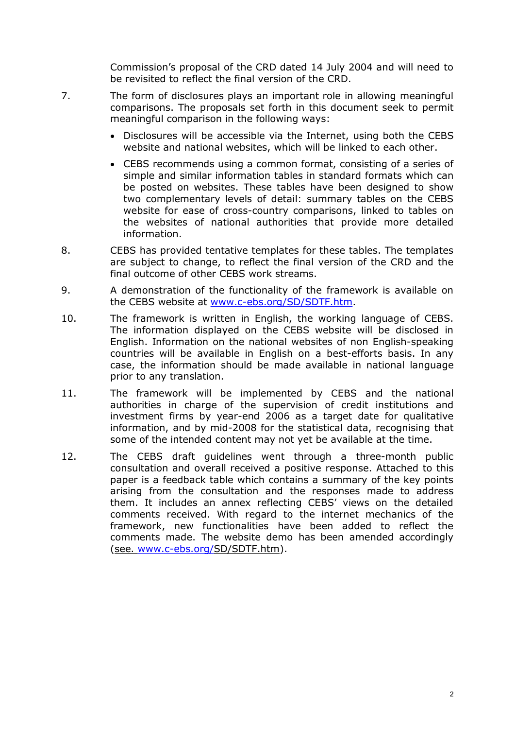Commission's proposal of the CRD dated 14 July 2004 and will need to be revisited to reflect the final version of the CRD.

7. The form of disclosures plays an important role in allowing meaningful comparisons. The proposals set forth in this document seek to permit meaningful comparison in the following ways:

   - Disclosures will be accessible via the Internet, using both the CEBS website and national websites, which will be linked to each other.
   - CEBS recommends using a common format, consisting of a series of simple and similar information tables in standard formats which can be posted on websites. These tables have been designed to show two complementary levels of detail: summary tables on the CEBS website for ease of cross-country comparisons, linked to tables on the websites of national authorities that provide more detailed information.

8. CEBS has provided tentative templates for these tables. The templates are subject to change, to reflect the final version of the CRD and the final outcome of other CEBS work streams.

9. A demonstration of the functionality of the framework is available on the CEBS website at www.c-ebs.org/SD/SDTF.htm.

10. The framework is written in English, the working language of CEBS. The information displayed on the CEBS website will be disclosed in English. Information on the national websites of non English-speaking countries will be available in English on a best-efforts basis. In any case, the information should be made available in national language prior to any translation.

11. The framework will be implemented by CEBS and the national authorities in charge of the supervision of credit institutions and investment firms by year-end 2006 as a target date for qualitative information, and by mid-2008 for the statistical data, recognising that some of the intended content may not yet be available at the time.

12. The CEBS draft guidelines went through a three-month public consultation and overall received a positive response. Attached to this paper is a feedback table which contains a summary of the key points arising from the consultation and the responses made to address them. It includes an annex reflecting CEBS' views on the detailed comments received. With regard to the internet mechanics of the framework, new functionalities have been added to reflect the comments made. The website demo has been amended accordingly (see. www.c-ebs.org/SD/SDTF.htm).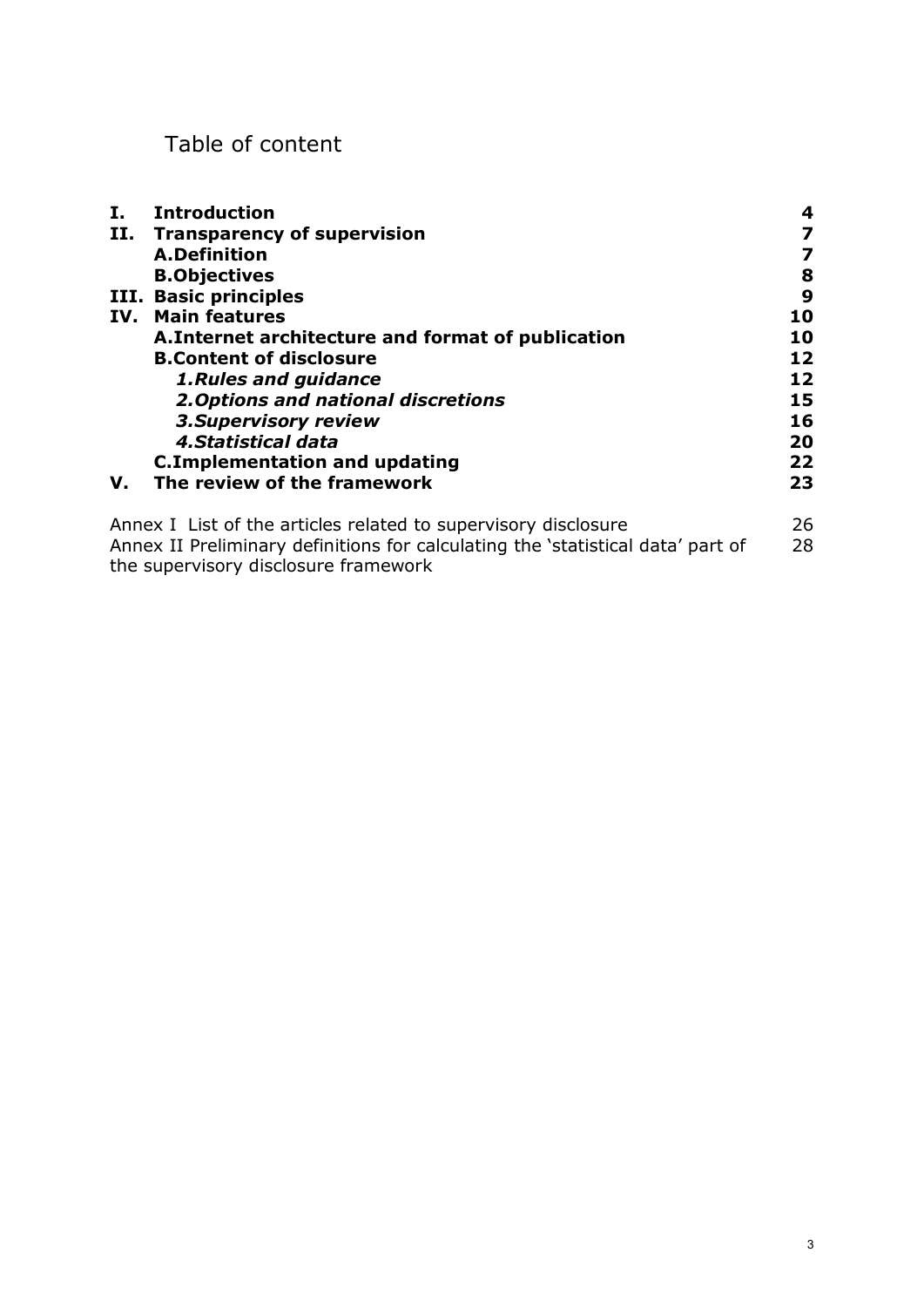# Table of content

| | | |
|---|---|---|
| **I.** | **Introduction** | **4** |
| **II.** | **Transparency of supervision** | **7** |
| | **A.Definition** | **7** |
| | **B.Objectives** | **8** |
| **III.** | **Basic principles** | **9** |
| **IV.** | **Main features** | **10** |
| | **A.Internet architecture and format of publication** | **10** |
| | **B.Content of disclosure** | **12** |
| | ***1.Rules and guidance*** | **12** |
| | ***2.Options and national discretions*** | **15** |
| | ***3.Supervisory review*** | **16** |
| | ***4.Statistical data*** | **20** |
| | **C.Implementation and updating** | **22** |
| **V.** | **The review of the framework** | **23** |

| | |
|---|---|
| Annex I List of the articles related to supervisory disclosure | 26 |
| Annex II Preliminary definitions for calculating the 'statistical data' part of the supervisory disclosure framework | 28 |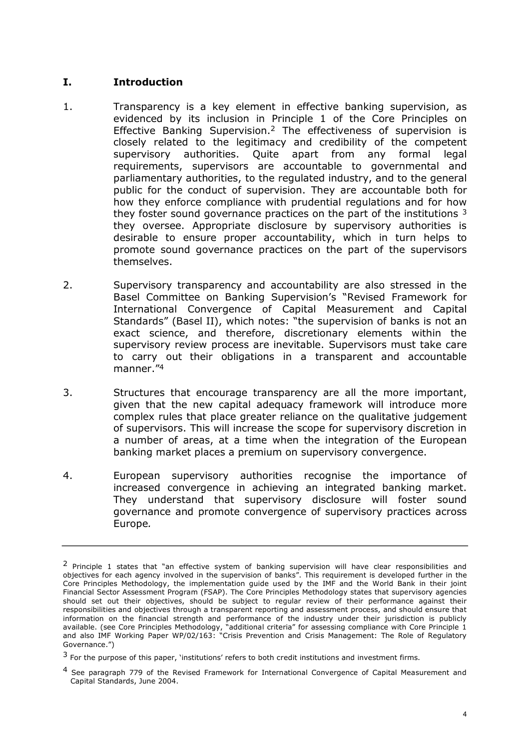## I. Introduction

1. Transparency is a key element in effective banking supervision, as evidenced by its inclusion in Principle 1 of the Core Principles on Effective Banking Supervision.[2] The effectiveness of supervision is closely related to the legitimacy and credibility of the competent supervisory authorities. Quite apart from any formal legal requirements, supervisors are accountable to governmental and parliamentary authorities, to the regulated industry, and to the general public for the conduct of supervision. They are accountable both for how they enforce compliance with prudential regulations and for how they foster sound governance practices on the part of the institutions [3] they oversee. Appropriate disclosure by supervisory authorities is desirable to ensure proper accountability, which in turn helps to promote sound governance practices on the part of the supervisors themselves.

2. Supervisory transparency and accountability are also stressed in the Basel Committee on Banking Supervision's "Revised Framework for International Convergence of Capital Measurement and Capital Standards" (Basel II), which notes: "the supervision of banks is not an exact science, and therefore, discretionary elements within the supervisory review process are inevitable. Supervisors must take care to carry out their obligations in a transparent and accountable manner."[4]

3. Structures that encourage transparency are all the more important, given that the new capital adequacy framework will introduce more complex rules that place greater reliance on the qualitative judgement of supervisors. This will increase the scope for supervisory discretion in a number of areas, at a time when the integration of the European banking market places a premium on supervisory convergence.

4. European supervisory authorities recognise the importance of increased convergence in achieving an integrated banking market. They understand that supervisory disclosure will foster sound governance and promote convergence of supervisory practices across Europe.

---

[2] Principle 1 states that "an effective system of banking supervision will have clear responsibilities and objectives for each agency involved in the supervision of banks". This requirement is developed further in the Core Principles Methodology, the implementation guide used by the IMF and the World Bank in their joint Financial Sector Assessment Program (FSAP). The Core Principles Methodology states that supervisory agencies should set out their objectives, should be subject to regular review of their performance against their responsibilities and objectives through a transparent reporting and assessment process, and should ensure that information on the financial strength and performance of the industry under their jurisdiction is publicly available. (see Core Principles Methodology, "additional criteria" for assessing compliance with Core Principle 1 and also IMF Working Paper WP/02/163: "Crisis Prevention and Crisis Management: The Role of Regulatory Governance.")

[3] For the purpose of this paper, 'institutions' refers to both credit institutions and investment firms.

[4] See paragraph 779 of the Revised Framework for International Convergence of Capital Measurement and Capital Standards, June 2004.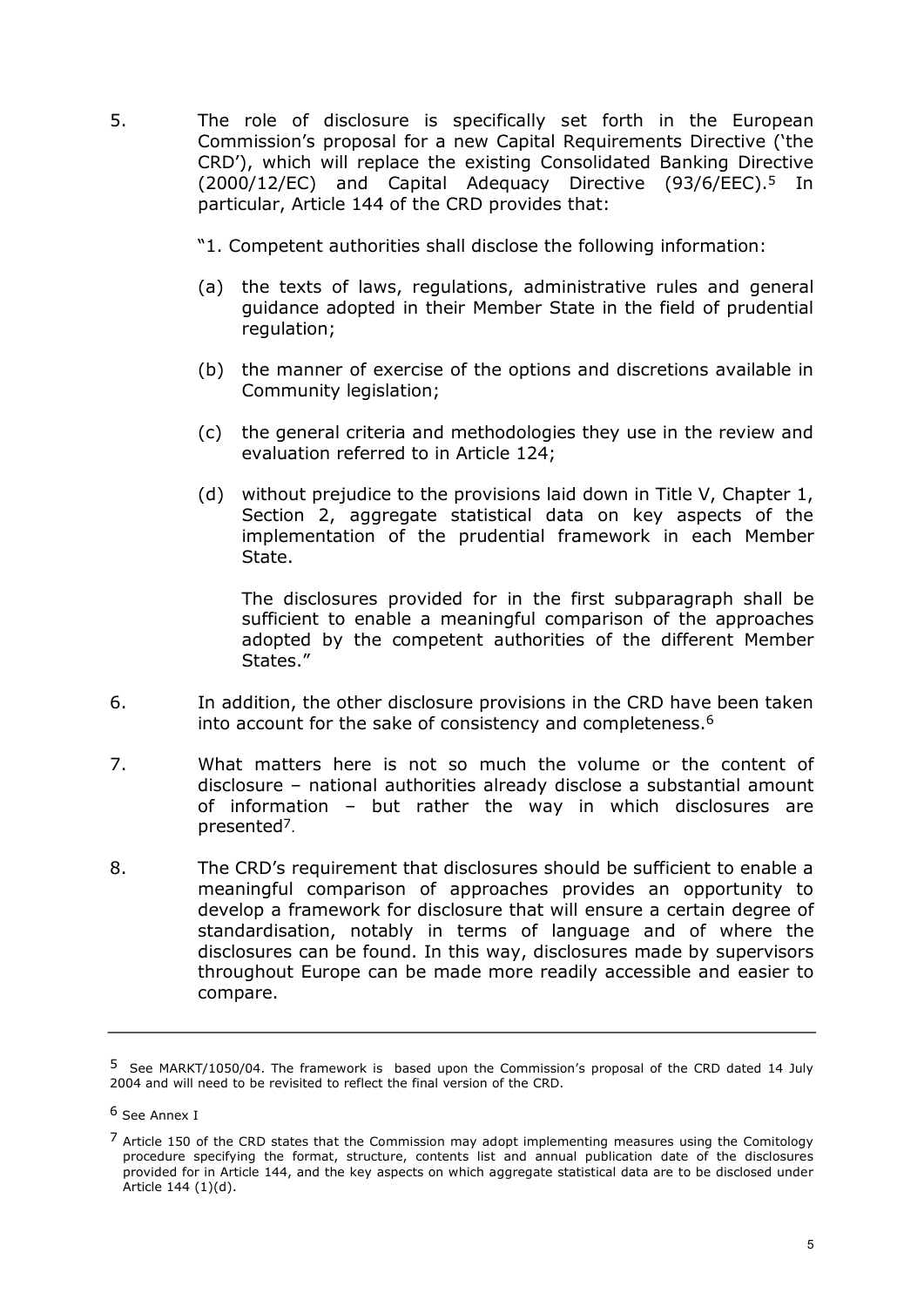5. The role of disclosure is specifically set forth in the European Commission's proposal for a new Capital Requirements Directive ('the CRD'), which will replace the existing Consolidated Banking Directive (2000/12/EC) and Capital Adequacy Directive (93/6/EEC).[5] In particular, Article 144 of the CRD provides that:

   "1. Competent authorities shall disclose the following information:

   (a) the texts of laws, regulations, administrative rules and general guidance adopted in their Member State in the field of prudential regulation;

   (b) the manner of exercise of the options and discretions available in Community legislation;

   (c) the general criteria and methodologies they use in the review and evaluation referred to in Article 124;

   (d) without prejudice to the provisions laid down in Title V, Chapter 1, Section 2, aggregate statistical data on key aspects of the implementation of the prudential framework in each Member State.

   The disclosures provided for in the first subparagraph shall be sufficient to enable a meaningful comparison of the approaches adopted by the competent authorities of the different Member States."

6. In addition, the other disclosure provisions in the CRD have been taken into account for the sake of consistency and completeness.[6]

7. What matters here is not so much the volume or the content of disclosure – national authorities already disclose a substantial amount of information – but rather the way in which disclosures are presented[7].

8. The CRD's requirement that disclosures should be sufficient to enable a meaningful comparison of approaches provides an opportunity to develop a framework for disclosure that will ensure a certain degree of standardisation, notably in terms of language and of where the disclosures can be found. In this way, disclosures made by supervisors throughout Europe can be made more readily accessible and easier to compare.

---

[5] See MARKT/1050/04. The framework is based upon the Commission's proposal of the CRD dated 14 July 2004 and will need to be revisited to reflect the final version of the CRD.

[6] See Annex I

[7] Article 150 of the CRD states that the Commission may adopt implementing measures using the Comitology procedure specifying the format, structure, contents list and annual publication date of the disclosures provided for in Article 144, and the key aspects on which aggregate statistical data are to be disclosed under Article 144 (1)(d).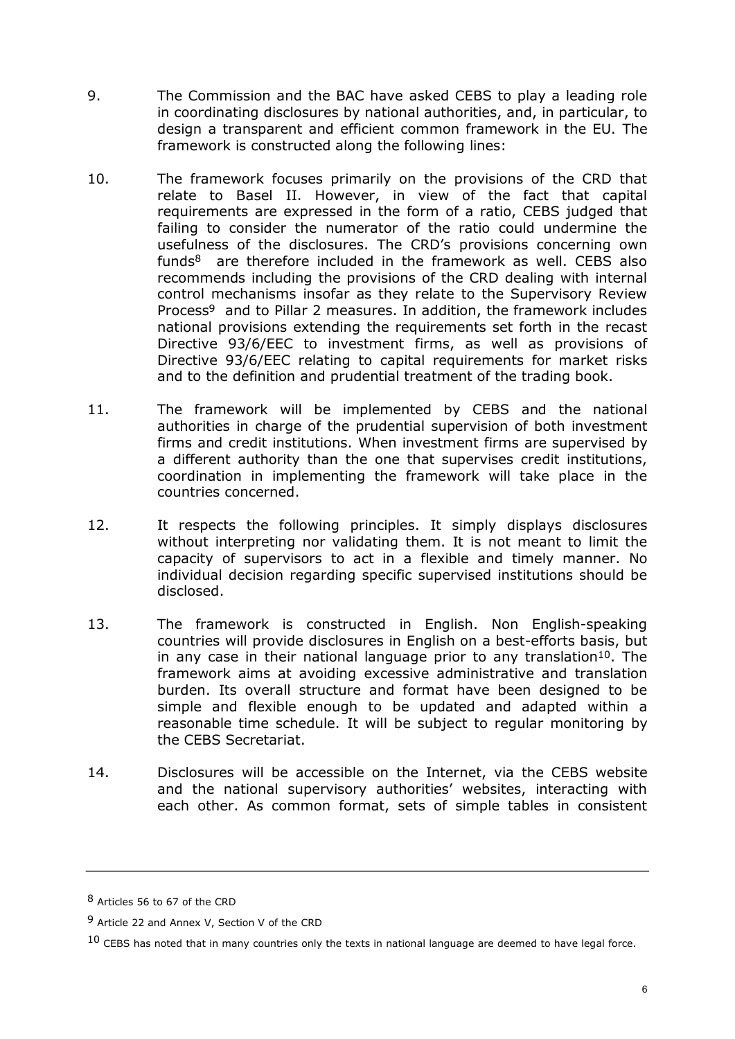9. The Commission and the BAC have asked CEBS to play a leading role in coordinating disclosures by national authorities, and, in particular, to design a transparent and efficient common framework in the EU. The framework is constructed along the following lines:

10. The framework focuses primarily on the provisions of the CRD that relate to Basel II. However, in view of the fact that capital requirements are expressed in the form of a ratio, CEBS judged that failing to consider the numerator of the ratio could undermine the usefulness of the disclosures. The CRD's provisions concerning own funds[8] are therefore included in the framework as well. CEBS also recommends including the provisions of the CRD dealing with internal control mechanisms insofar as they relate to the Supervisory Review Process[9] and to Pillar 2 measures. In addition, the framework includes national provisions extending the requirements set forth in the recast Directive 93/6/EEC to investment firms, as well as provisions of Directive 93/6/EEC relating to capital requirements for market risks and to the definition and prudential treatment of the trading book.

11. The framework will be implemented by CEBS and the national authorities in charge of the prudential supervision of both investment firms and credit institutions. When investment firms are supervised by a different authority than the one that supervises credit institutions, coordination in implementing the framework will take place in the countries concerned.

12. It respects the following principles. It simply displays disclosures without interpreting nor validating them. It is not meant to limit the capacity of supervisors to act in a flexible and timely manner. No individual decision regarding specific supervised institutions should be disclosed.

13. The framework is constructed in English. Non English-speaking countries will provide disclosures in English on a best-efforts basis, but in any case in their national language prior to any translation[10]. The framework aims at avoiding excessive administrative and translation burden. Its overall structure and format have been designed to be simple and flexible enough to be updated and adapted within a reasonable time schedule. It will be subject to regular monitoring by the CEBS Secretariat.

14. Disclosures will be accessible on the Internet, via the CEBS website and the national supervisory authorities' websites, interacting with each other. As common format, sets of simple tables in consistent

---

[8] Articles 56 to 67 of the CRD

[9] Article 22 and Annex V, Section V of the CRD

[10] CEBS has noted that in many countries only the texts in national language are deemed to have legal force.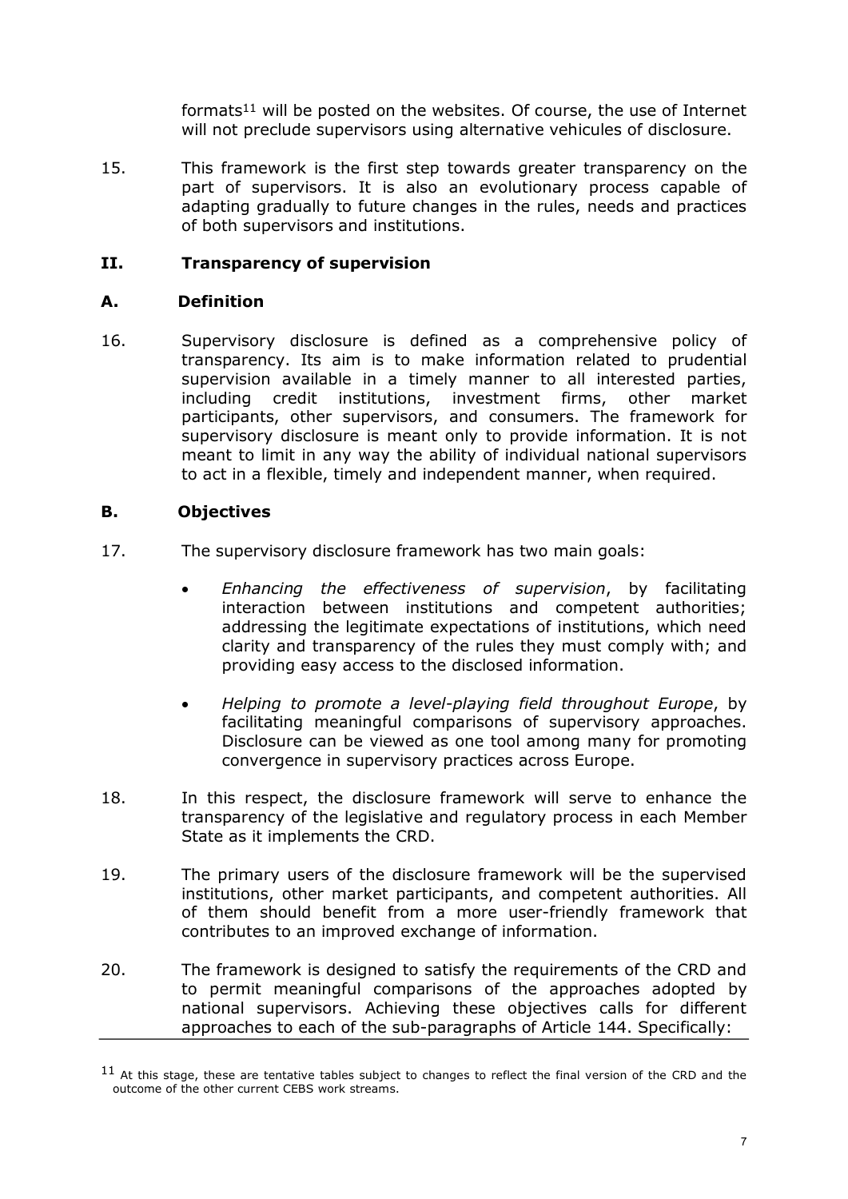formats[11] will be posted on the websites. Of course, the use of Internet will not preclude supervisors using alternative vehicules of disclosure.

15. This framework is the first step towards greater transparency on the part of supervisors. It is also an evolutionary process capable of adapting gradually to future changes in the rules, needs and practices of both supervisors and institutions.

## II. Transparency of supervision

### A. Definition

16. Supervisory disclosure is defined as a comprehensive policy of transparency. Its aim is to make information related to prudential supervision available in a timely manner to all interested parties, including credit institutions, investment firms, other market participants, other supervisors, and consumers. The framework for supervisory disclosure is meant only to provide information. It is not meant to limit in any way the ability of individual national supervisors to act in a flexible, timely and independent manner, when required.

### B. Objectives

17. The supervisory disclosure framework has two main goals:

- *Enhancing the effectiveness of supervision*, by facilitating interaction between institutions and competent authorities; addressing the legitimate expectations of institutions, which need clarity and transparency of the rules they must comply with; and providing easy access to the disclosed information.
- *Helping to promote a level-playing field throughout Europe*, by facilitating meaningful comparisons of supervisory approaches. Disclosure can be viewed as one tool among many for promoting convergence in supervisory practices across Europe.

18. In this respect, the disclosure framework will serve to enhance the transparency of the legislative and regulatory process in each Member State as it implements the CRD.

19. The primary users of the disclosure framework will be the supervised institutions, other market participants, and competent authorities. All of them should benefit from a more user-friendly framework that contributes to an improved exchange of information.

20. The framework is designed to satisfy the requirements of the CRD and to permit meaningful comparisons of the approaches adopted by national supervisors. Achieving these objectives calls for different approaches to each of the sub-paragraphs of Article 144. Specifically:

---

[11] At this stage, these are tentative tables subject to changes to reflect the final version of the CRD and the outcome of the other current CEBS work streams.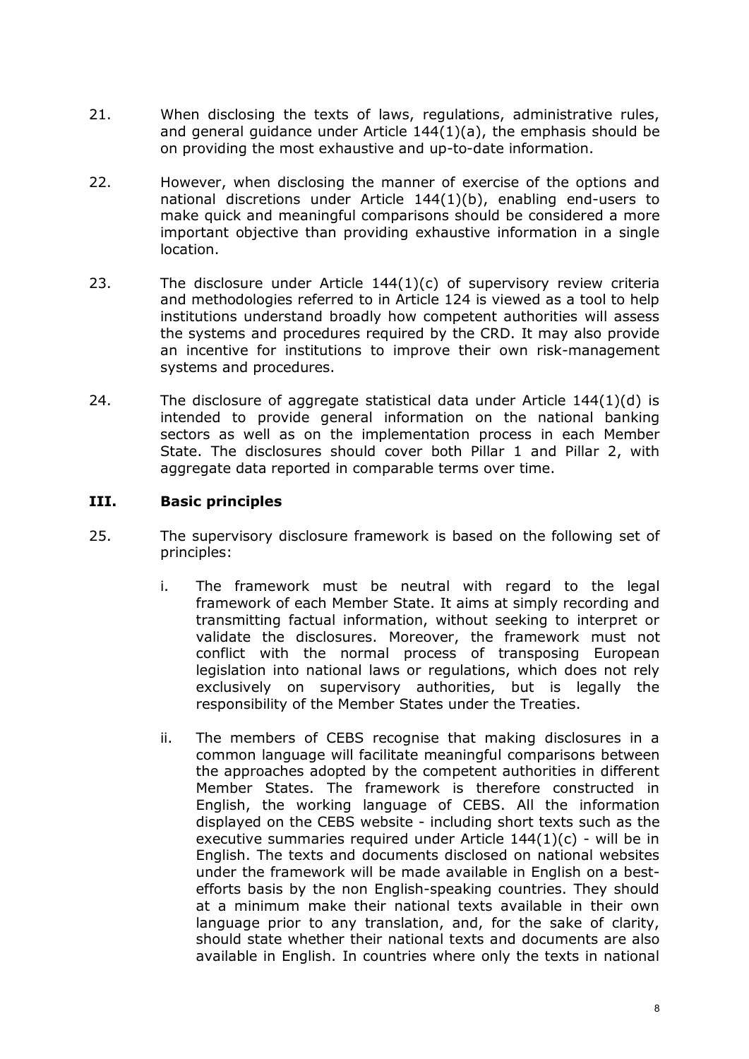21. When disclosing the texts of laws, regulations, administrative rules, and general guidance under Article 144(1)(a), the emphasis should be on providing the most exhaustive and up-to-date information.

22. However, when disclosing the manner of exercise of the options and national discretions under Article 144(1)(b), enabling end-users to make quick and meaningful comparisons should be considered a more important objective than providing exhaustive information in a single location.

23. The disclosure under Article 144(1)(c) of supervisory review criteria and methodologies referred to in Article 124 is viewed as a tool to help institutions understand broadly how competent authorities will assess the systems and procedures required by the CRD. It may also provide an incentive for institutions to improve their own risk-management systems and procedures.

24. The disclosure of aggregate statistical data under Article 144(1)(d) is intended to provide general information on the national banking sectors as well as on the implementation process in each Member State. The disclosures should cover both Pillar 1 and Pillar 2, with aggregate data reported in comparable terms over time.

## III. Basic principles

25. The supervisory disclosure framework is based on the following set of principles:

    i. The framework must be neutral with regard to the legal framework of each Member State. It aims at simply recording and transmitting factual information, without seeking to interpret or validate the disclosures. Moreover, the framework must not conflict with the normal process of transposing European legislation into national laws or regulations, which does not rely exclusively on supervisory authorities, but is legally the responsibility of the Member States under the Treaties.

    ii. The members of CEBS recognise that making disclosures in a common language will facilitate meaningful comparisons between the approaches adopted by the competent authorities in different Member States. The framework is therefore constructed in English, the working language of CEBS. All the information displayed on the CEBS website - including short texts such as the executive summaries required under Article 144(1)(c) - will be in English. The texts and documents disclosed on national websites under the framework will be made available in English on a best-efforts basis by the non English-speaking countries. They should at a minimum make their national texts available in their own language prior to any translation, and, for the sake of clarity, should state whether their national texts and documents are also available in English. In countries where only the texts in national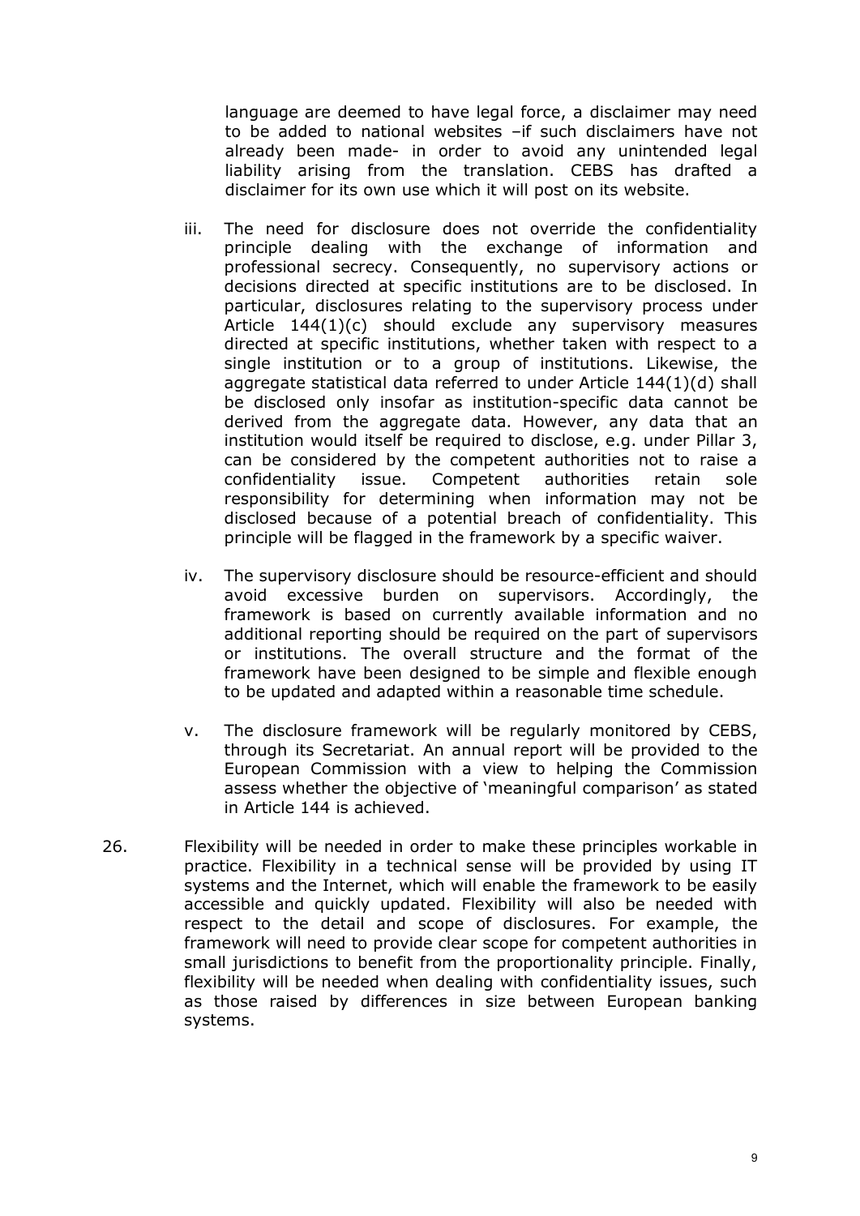language are deemed to have legal force, a disclaimer may need to be added to national websites –if such disclaimers have not already been made- in order to avoid any unintended legal liability arising from the translation. CEBS has drafted a disclaimer for its own use which it will post on its website.

iii. The need for disclosure does not override the confidentiality principle dealing with the exchange of information and professional secrecy. Consequently, no supervisory actions or decisions directed at specific institutions are to be disclosed. In particular, disclosures relating to the supervisory process under Article 144(1)(c) should exclude any supervisory measures directed at specific institutions, whether taken with respect to a single institution or to a group of institutions. Likewise, the aggregate statistical data referred to under Article 144(1)(d) shall be disclosed only insofar as institution-specific data cannot be derived from the aggregate data. However, any data that an institution would itself be required to disclose, e.g. under Pillar 3, can be considered by the competent authorities not to raise a confidentiality issue. Competent authorities retain sole responsibility for determining when information may not be disclosed because of a potential breach of confidentiality. This principle will be flagged in the framework by a specific waiver.

iv. The supervisory disclosure should be resource-efficient and should avoid excessive burden on supervisors. Accordingly, the framework is based on currently available information and no additional reporting should be required on the part of supervisors or institutions. The overall structure and the format of the framework have been designed to be simple and flexible enough to be updated and adapted within a reasonable time schedule.

v. The disclosure framework will be regularly monitored by CEBS, through its Secretariat. An annual report will be provided to the European Commission with a view to helping the Commission assess whether the objective of 'meaningful comparison' as stated in Article 144 is achieved.

26. Flexibility will be needed in order to make these principles workable in practice. Flexibility in a technical sense will be provided by using IT systems and the Internet, which will enable the framework to be easily accessible and quickly updated. Flexibility will also be needed with respect to the detail and scope of disclosures. For example, the framework will need to provide clear scope for competent authorities in small jurisdictions to benefit from the proportionality principle. Finally, flexibility will be needed when dealing with confidentiality issues, such as those raised by differences in size between European banking systems.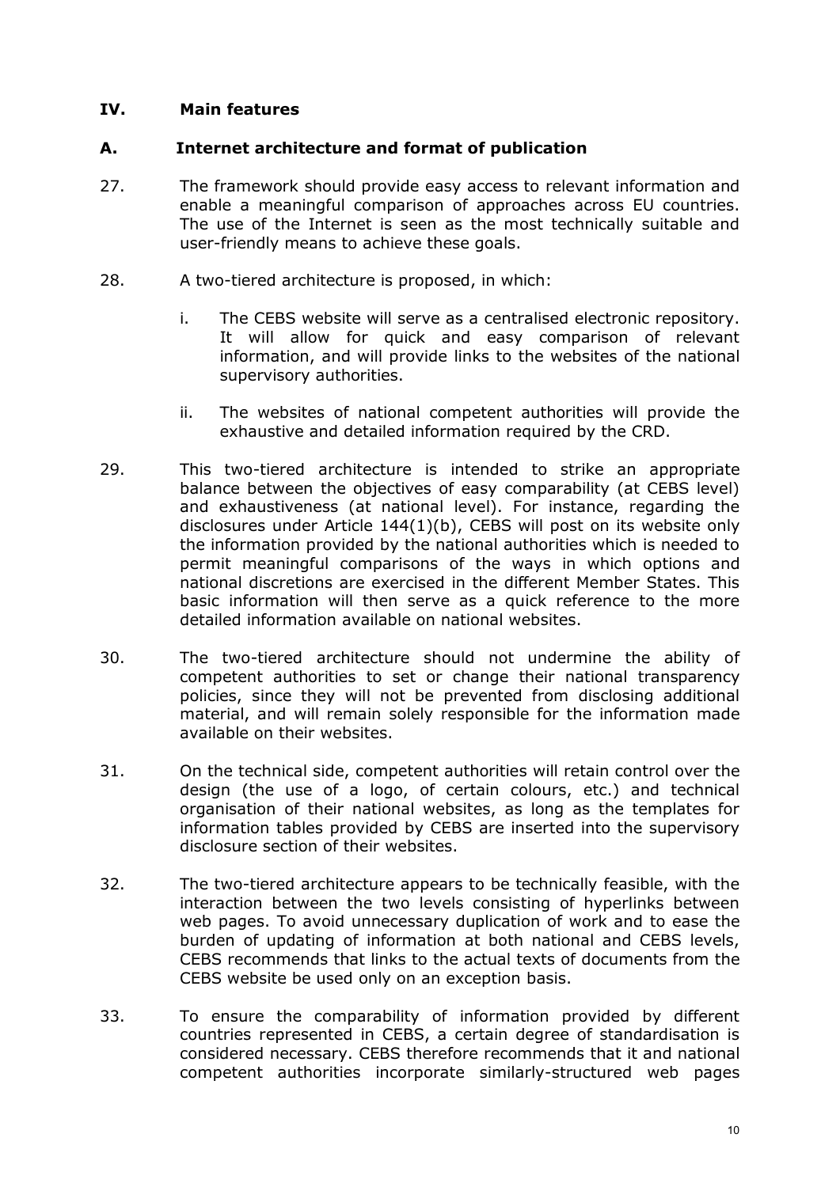## IV. Main features

### A. Internet architecture and format of publication

27. The framework should provide easy access to relevant information and enable a meaningful comparison of approaches across EU countries. The use of the Internet is seen as the most technically suitable and user-friendly means to achieve these goals.

28. A two-tiered architecture is proposed, in which:

    i. The CEBS website will serve as a centralised electronic repository. It will allow for quick and easy comparison of relevant information, and will provide links to the websites of the national supervisory authorities.

    ii. The websites of national competent authorities will provide the exhaustive and detailed information required by the CRD.

29. This two-tiered architecture is intended to strike an appropriate balance between the objectives of easy comparability (at CEBS level) and exhaustiveness (at national level). For instance, regarding the disclosures under Article 144(1)(b), CEBS will post on its website only the information provided by the national authorities which is needed to permit meaningful comparisons of the ways in which options and national discretions are exercised in the different Member States. This basic information will then serve as a quick reference to the more detailed information available on national websites.

30. The two-tiered architecture should not undermine the ability of competent authorities to set or change their national transparency policies, since they will not be prevented from disclosing additional material, and will remain solely responsible for the information made available on their websites.

31. On the technical side, competent authorities will retain control over the design (the use of a logo, of certain colours, etc.) and technical organisation of their national websites, as long as the templates for information tables provided by CEBS are inserted into the supervisory disclosure section of their websites.

32. The two-tiered architecture appears to be technically feasible, with the interaction between the two levels consisting of hyperlinks between web pages. To avoid unnecessary duplication of work and to ease the burden of updating of information at both national and CEBS levels, CEBS recommends that links to the actual texts of documents from the CEBS website be used only on an exception basis.

33. To ensure the comparability of information provided by different countries represented in CEBS, a certain degree of standardisation is considered necessary. CEBS therefore recommends that it and national competent authorities incorporate similarly-structured web pages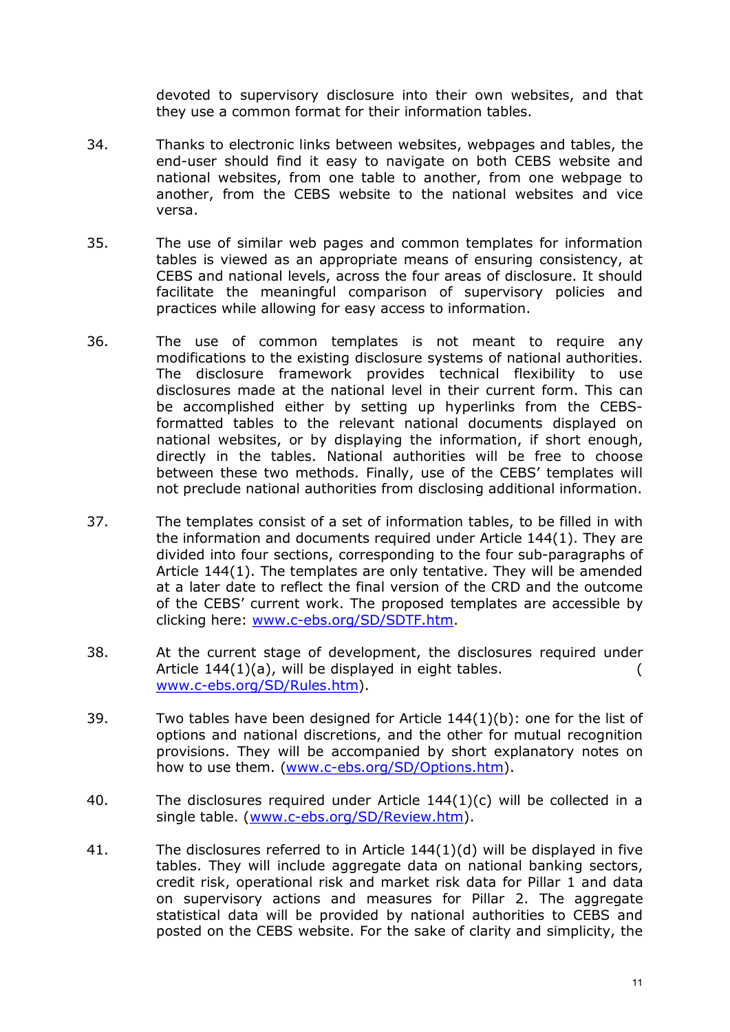devoted to supervisory disclosure into their own websites, and that they use a common format for their information tables.

34. Thanks to electronic links between websites, webpages and tables, the end-user should find it easy to navigate on both CEBS website and national websites, from one table to another, from one webpage to another, from the CEBS website to the national websites and vice versa.

35. The use of similar web pages and common templates for information tables is viewed as an appropriate means of ensuring consistency, at CEBS and national levels, across the four areas of disclosure. It should facilitate the meaningful comparison of supervisory policies and practices while allowing for easy access to information.

36. The use of common templates is not meant to require any modifications to the existing disclosure systems of national authorities. The disclosure framework provides technical flexibility to use disclosures made at the national level in their current form. This can be accomplished either by setting up hyperlinks from the CEBS-formatted tables to the relevant national documents displayed on national websites, or by displaying the information, if short enough, directly in the tables. National authorities will be free to choose between these two methods. Finally, use of the CEBS' templates will not preclude national authorities from disclosing additional information.

37. The templates consist of a set of information tables, to be filled in with the information and documents required under Article 144(1). They are divided into four sections, corresponding to the four sub-paragraphs of Article 144(1). The templates are only tentative. They will be amended at a later date to reflect the final version of the CRD and the outcome of the CEBS' current work. The proposed templates are accessible by clicking here: [www.c-ebs.org/SD/SDTF.htm](www.c-ebs.org/SD/SDTF.htm).

38. At the current stage of development, the disclosures required under Article 144(1)(a), will be displayed in eight tables. ([www.c-ebs.org/SD/Rules.htm](www.c-ebs.org/SD/Rules.htm)).

39. Two tables have been designed for Article 144(1)(b): one for the list of options and national discretions, and the other for mutual recognition provisions. They will be accompanied by short explanatory notes on how to use them. ([www.c-ebs.org/SD/Options.htm](www.c-ebs.org/SD/Options.htm)).

40. The disclosures required under Article 144(1)(c) will be collected in a single table. ([www.c-ebs.org/SD/Review.htm](www.c-ebs.org/SD/Review.htm)).

41. The disclosures referred to in Article 144(1)(d) will be displayed in five tables. They will include aggregate data on national banking sectors, credit risk, operational risk and market risk data for Pillar 1 and data on supervisory actions and measures for Pillar 2. The aggregate statistical data will be provided by national authorities to CEBS and posted on the CEBS website. For the sake of clarity and simplicity, the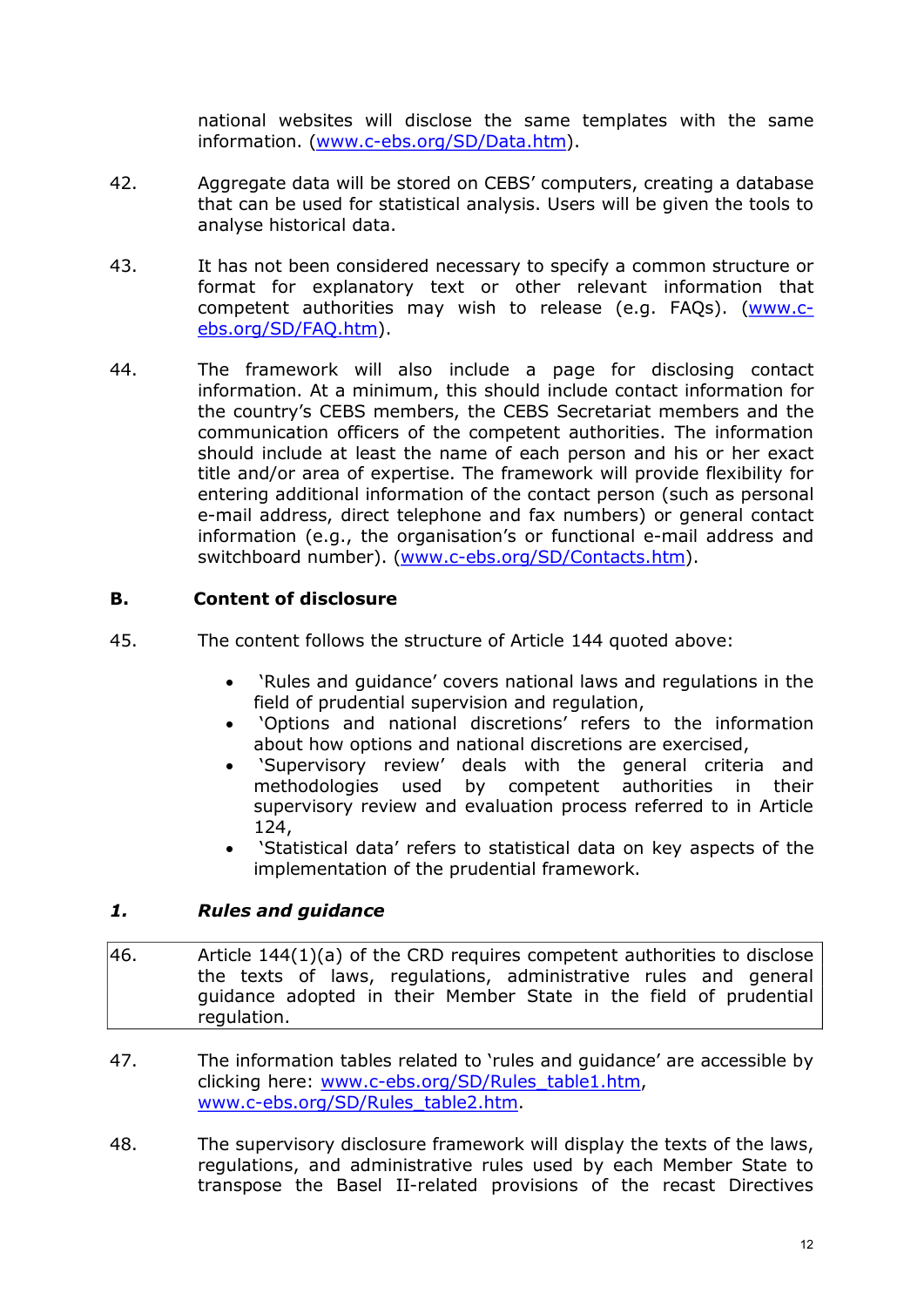national websites will disclose the same templates with the same information. (www.c-ebs.org/SD/Data.htm).

42. Aggregate data will be stored on CEBS' computers, creating a database that can be used for statistical analysis. Users will be given the tools to analyse historical data.

43. It has not been considered necessary to specify a common structure or format for explanatory text or other relevant information that competent authorities may wish to release (e.g. FAQs). (www.c-ebs.org/SD/FAQ.htm).

44. The framework will also include a page for disclosing contact information. At a minimum, this should include contact information for the country's CEBS members, the CEBS Secretariat members and the communication officers of the competent authorities. The information should include at least the name of each person and his or her exact title and/or area of expertise. The framework will provide flexibility for entering additional information of the contact person (such as personal e-mail address, direct telephone and fax numbers) or general contact information (e.g., the organisation's or functional e-mail address and switchboard number). (www.c-ebs.org/SD/Contacts.htm).

## B. Content of disclosure

45. The content follows the structure of Article 144 quoted above:

- 'Rules and guidance' covers national laws and regulations in the field of prudential supervision and regulation,
- 'Options and national discretions' refers to the information about how options and national discretions are exercised,
- 'Supervisory review' deals with the general criteria and methodologies used by competent authorities in their supervisory review and evaluation process referred to in Article 124,
- 'Statistical data' refers to statistical data on key aspects of the implementation of the prudential framework.

### *1. Rules and guidance*

| 46. Article 144(1)(a) of the CRD requires competent authorities to disclose the texts of laws, regulations, administrative rules and general guidance adopted in their Member State in the field of prudential regulation. |
|---|

47. The information tables related to 'rules and guidance' are accessible by clicking here: www.c-ebs.org/SD/Rules_table1.htm, www.c-ebs.org/SD/Rules_table2.htm.

48. The supervisory disclosure framework will display the texts of the laws, regulations, and administrative rules used by each Member State to transpose the Basel II-related provisions of the recast Directives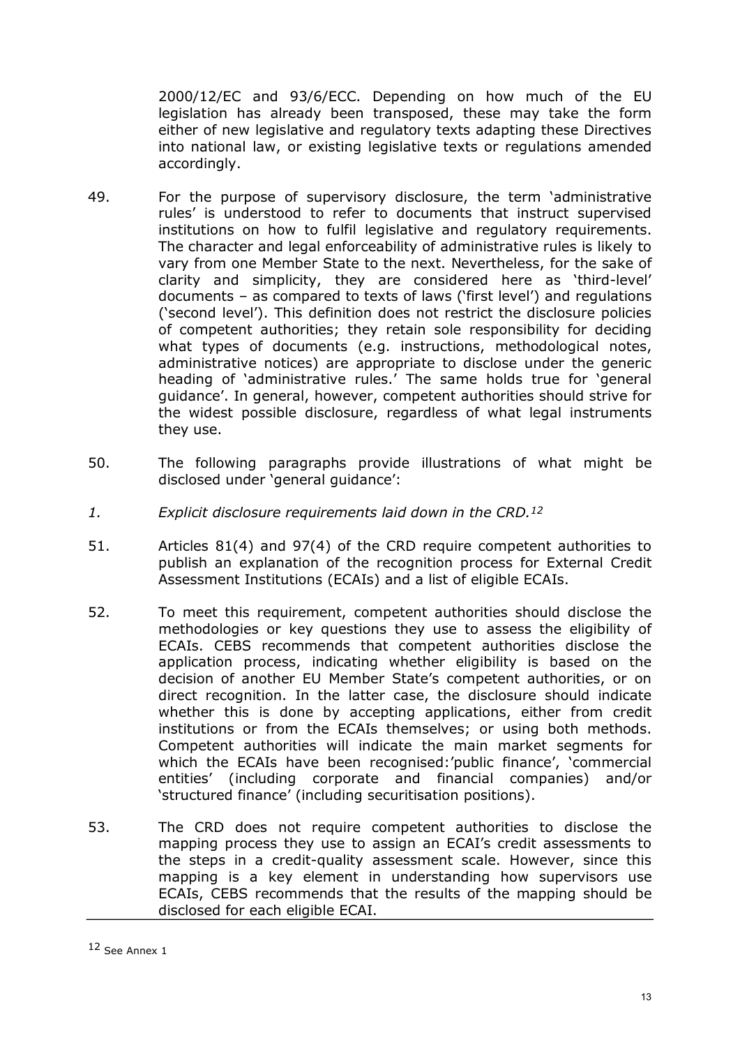2000/12/EC and 93/6/ECC. Depending on how much of the EU legislation has already been transposed, these may take the form either of new legislative and regulatory texts adapting these Directives into national law, or existing legislative texts or regulations amended accordingly.

49. For the purpose of supervisory disclosure, the term 'administrative rules' is understood to refer to documents that instruct supervised institutions on how to fulfil legislative and regulatory requirements. The character and legal enforceability of administrative rules is likely to vary from one Member State to the next. Nevertheless, for the sake of clarity and simplicity, they are considered here as 'third-level' documents – as compared to texts of laws ('first level') and regulations ('second level'). This definition does not restrict the disclosure policies of competent authorities; they retain sole responsibility for deciding what types of documents (e.g. instructions, methodological notes, administrative notices) are appropriate to disclose under the generic heading of 'administrative rules.' The same holds true for 'general guidance'. In general, however, competent authorities should strive for the widest possible disclosure, regardless of what legal instruments they use.

50. The following paragraphs provide illustrations of what might be disclosed under 'general guidance':

*1. Explicit disclosure requirements laid down in the CRD.*[12]

51. Articles 81(4) and 97(4) of the CRD require competent authorities to publish an explanation of the recognition process for External Credit Assessment Institutions (ECAIs) and a list of eligible ECAIs.

52. To meet this requirement, competent authorities should disclose the methodologies or key questions they use to assess the eligibility of ECAIs. CEBS recommends that competent authorities disclose the application process, indicating whether eligibility is based on the decision of another EU Member State's competent authorities, or on direct recognition. In the latter case, the disclosure should indicate whether this is done by accepting applications, either from credit institutions or from the ECAIs themselves; or using both methods. Competent authorities will indicate the main market segments for which the ECAIs have been recognised:'public finance', 'commercial entities' (including corporate and financial companies) and/or 'structured finance' (including securitisation positions).

53. The CRD does not require competent authorities to disclose the mapping process they use to assign an ECAI's credit assessments to the steps in a credit-quality assessment scale. However, since this mapping is a key element in understanding how supervisors use ECAIs, CEBS recommends that the results of the mapping should be disclosed for each eligible ECAI.

---

[12] See Annex 1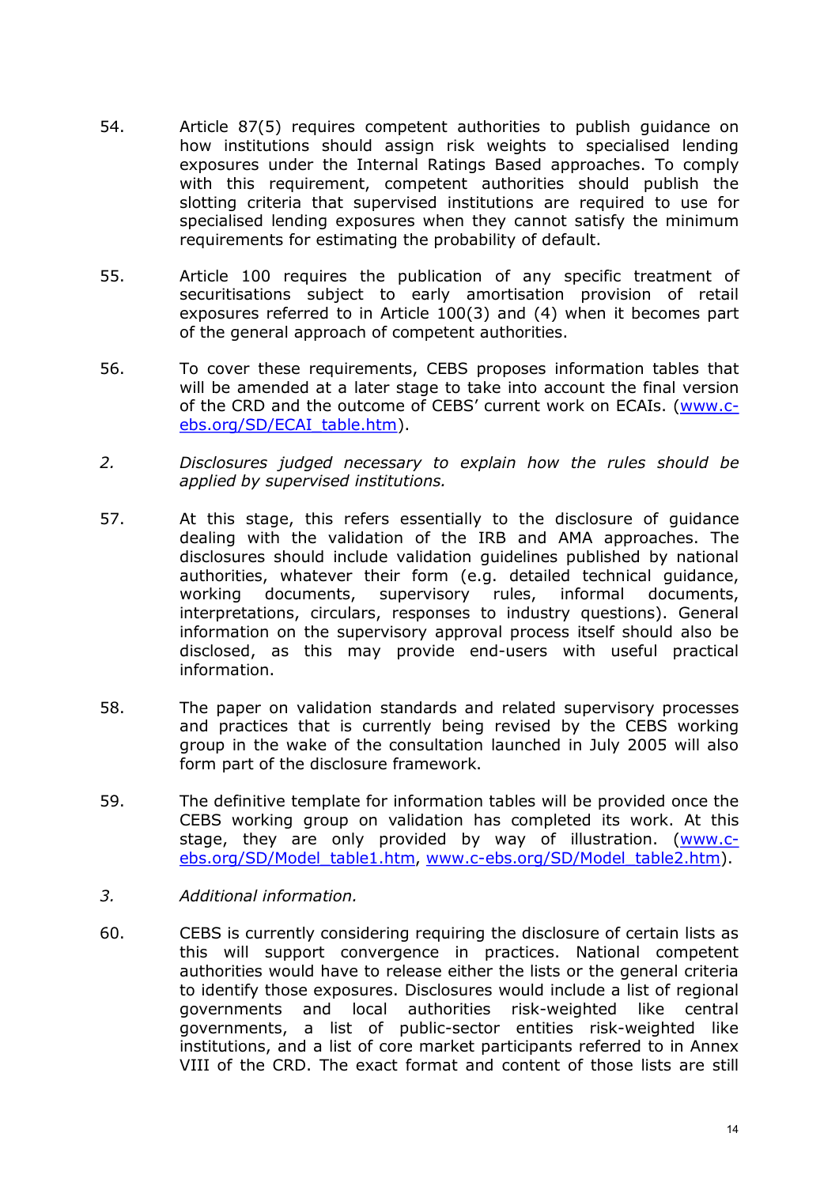54. Article 87(5) requires competent authorities to publish guidance on how institutions should assign risk weights to specialised lending exposures under the Internal Ratings Based approaches. To comply with this requirement, competent authorities should publish the slotting criteria that supervised institutions are required to use for specialised lending exposures when they cannot satisfy the minimum requirements for estimating the probability of default.

55. Article 100 requires the publication of any specific treatment of securitisations subject to early amortisation provision of retail exposures referred to in Article 100(3) and (4) when it becomes part of the general approach of competent authorities.

56. To cover these requirements, CEBS proposes information tables that will be amended at a later stage to take into account the final version of the CRD and the outcome of CEBS' current work on ECAIs. ([www.c-ebs.org/SD/ECAI_table.htm](www.c-ebs.org/SD/ECAI_table.htm)).

*2. Disclosures judged necessary to explain how the rules should be applied by supervised institutions.*

57. At this stage, this refers essentially to the disclosure of guidance dealing with the validation of the IRB and AMA approaches. The disclosures should include validation guidelines published by national authorities, whatever their form (e.g. detailed technical guidance, working documents, supervisory rules, informal documents, interpretations, circulars, responses to industry questions). General information on the supervisory approval process itself should also be disclosed, as this may provide end-users with useful practical information.

58. The paper on validation standards and related supervisory processes and practices that is currently being revised by the CEBS working group in the wake of the consultation launched in July 2005 will also form part of the disclosure framework.

59. The definitive template for information tables will be provided once the CEBS working group on validation has completed its work. At this stage, they are only provided by way of illustration. ([www.c-ebs.org/SD/Model_table1.htm](www.c-ebs.org/SD/Model_table1.htm), [www.c-ebs.org/SD/Model_table2.htm](www.c-ebs.org/SD/Model_table2.htm)).

*3. Additional information.*

60. CEBS is currently considering requiring the disclosure of certain lists as this will support convergence in practices. National competent authorities would have to release either the lists or the general criteria to identify those exposures. Disclosures would include a list of regional governments and local authorities risk-weighted like central governments, a list of public-sector entities risk-weighted like institutions, and a list of core market participants referred to in Annex VIII of the CRD. The exact format and content of those lists are still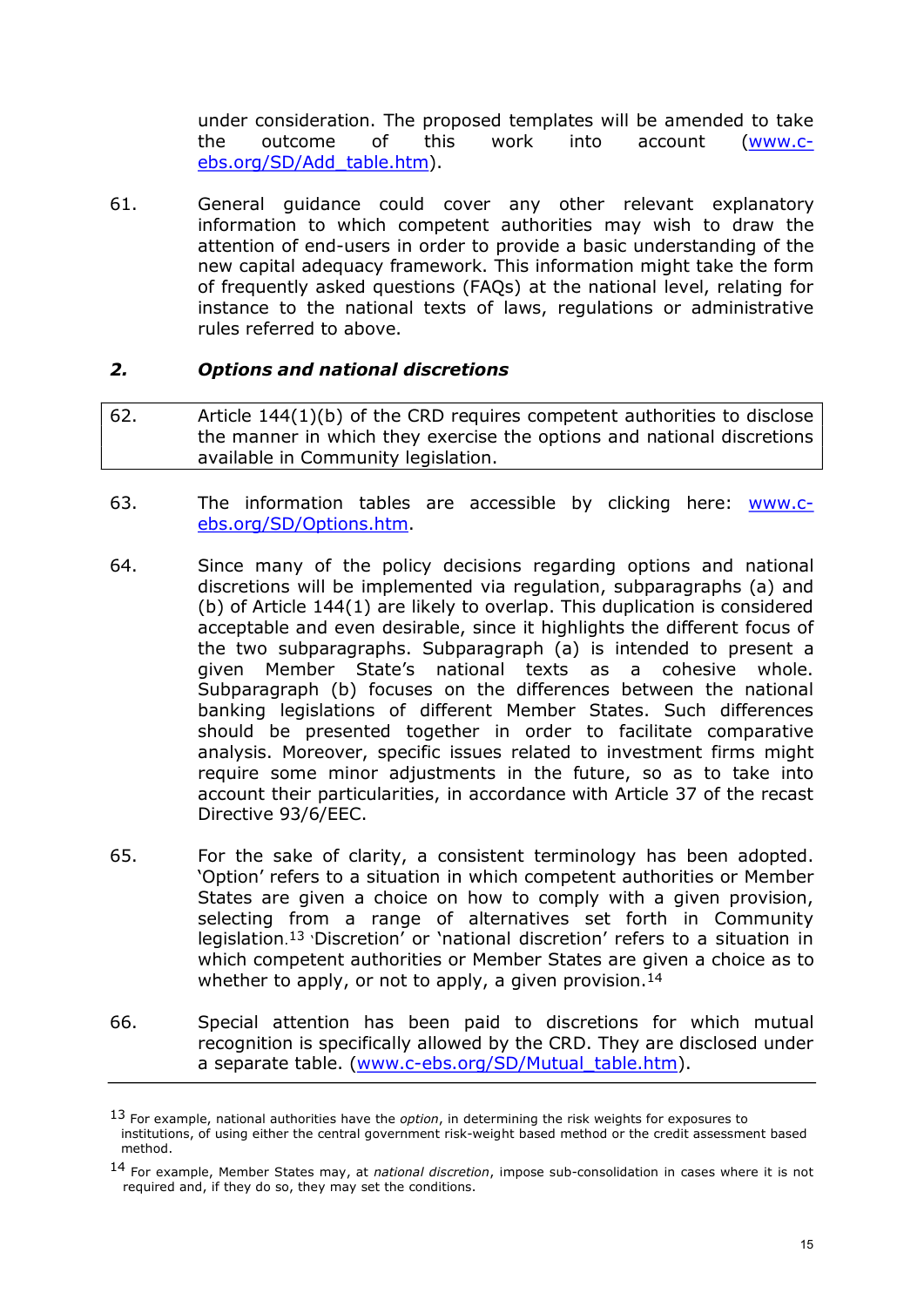under consideration. The proposed templates will be amended to take the outcome of this work into account (www.c-ebs.org/SD/Add_table.htm).

61. General guidance could cover any other relevant explanatory information to which competent authorities may wish to draw the attention of end-users in order to provide a basic understanding of the new capital adequacy framework. This information might take the form of frequently asked questions (FAQs) at the national level, relating for instance to the national texts of laws, regulations or administrative rules referred to above.

## 2. *Options and national discretions*

62. Article 144(1)(b) of the CRD requires competent authorities to disclose the manner in which they exercise the options and national discretions available in Community legislation.

63. The information tables are accessible by clicking here: www.c-ebs.org/SD/Options.htm.

64. Since many of the policy decisions regarding options and national discretions will be implemented via regulation, subparagraphs (a) and (b) of Article 144(1) are likely to overlap. This duplication is considered acceptable and even desirable, since it highlights the different focus of the two subparagraphs. Subparagraph (a) is intended to present a given Member State's national texts as a cohesive whole. Subparagraph (b) focuses on the differences between the national banking legislations of different Member States. Such differences should be presented together in order to facilitate comparative analysis. Moreover, specific issues related to investment firms might require some minor adjustments in the future, so as to take into account their particularities, in accordance with Article 37 of the recast Directive 93/6/EEC.

65. For the sake of clarity, a consistent terminology has been adopted. 'Option' refers to a situation in which competent authorities or Member States are given a choice on how to comply with a given provision, selecting from a range of alternatives set forth in Community legislation.[13] 'Discretion' or 'national discretion' refers to a situation in which competent authorities or Member States are given a choice as to whether to apply, or not to apply, a given provision.[14]

66. Special attention has been paid to discretions for which mutual recognition is specifically allowed by the CRD. They are disclosed under a separate table. (www.c-ebs.org/SD/Mutual_table.htm).

---

[13] For example, national authorities have the *option*, in determining the risk weights for exposures to institutions, of using either the central government risk-weight based method or the credit assessment based method.

[14] For example, Member States may, at *national discretion*, impose sub-consolidation in cases where it is not required and, if they do so, they may set the conditions.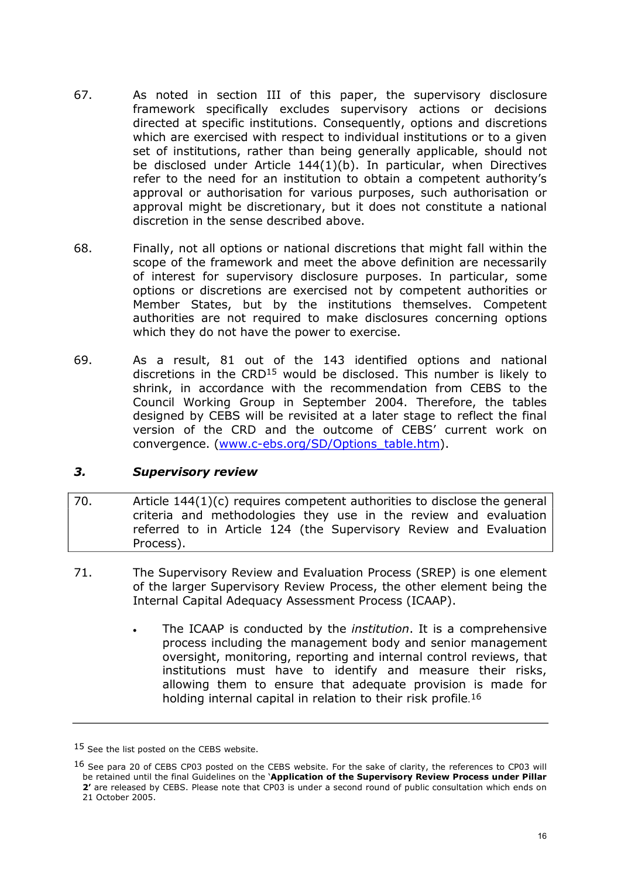67. As noted in section III of this paper, the supervisory disclosure framework specifically excludes supervisory actions or decisions directed at specific institutions. Consequently, options and discretions which are exercised with respect to individual institutions or to a given set of institutions, rather than being generally applicable, should not be disclosed under Article 144(1)(b). In particular, when Directives refer to the need for an institution to obtain a competent authority's approval or authorisation for various purposes, such authorisation or approval might be discretionary, but it does not constitute a national discretion in the sense described above.

68. Finally, not all options or national discretions that might fall within the scope of the framework and meet the above definition are necessarily of interest for supervisory disclosure purposes. In particular, some options or discretions are exercised not by competent authorities or Member States, but by the institutions themselves. Competent authorities are not required to make disclosures concerning options which they do not have the power to exercise.

69. As a result, 81 out of the 143 identified options and national discretions in the CRD[15] would be disclosed. This number is likely to shrink, in accordance with the recommendation from CEBS to the Council Working Group in September 2004. Therefore, the tables designed by CEBS will be revisited at a later stage to reflect the final version of the CRD and the outcome of CEBS' current work on convergence. (www.c-ebs.org/SD/Options_table.htm).

### *3. Supervisory review*

| 70. Article 144(1)(c) requires competent authorities to disclose the general criteria and methodologies they use in the review and evaluation referred to in Article 124 (the Supervisory Review and Evaluation Process). |
|---|

71. The Supervisory Review and Evaluation Process (SREP) is one element of the larger Supervisory Review Process, the other element being the Internal Capital Adequacy Assessment Process (ICAAP).

- The ICAAP is conducted by the *institution*. It is a comprehensive process including the management body and senior management oversight, monitoring, reporting and internal control reviews, that institutions must have to identify and measure their risks, allowing them to ensure that adequate provision is made for holding internal capital in relation to their risk profile.[16]

---

[15] See the list posted on the CEBS website.

[16] See para 20 of CEBS CP03 posted on the CEBS website. For the sake of clarity, the references to CP03 will be retained until the final Guidelines on the '**Application of the Supervisory Review Process under Pillar 2'** are released by CEBS. Please note that CP03 is under a second round of public consultation which ends on 21 October 2005.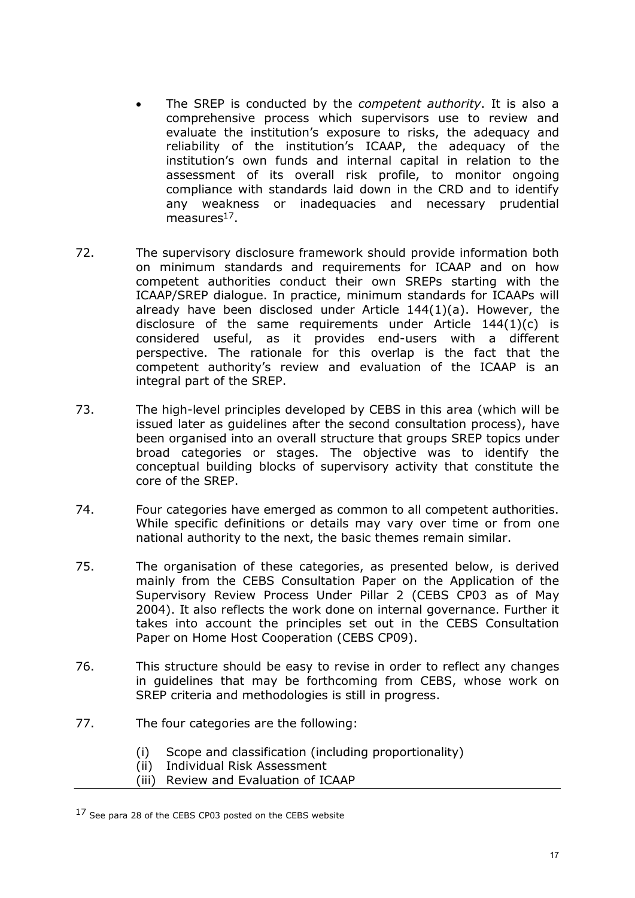- The SREP is conducted by the *competent authority*. It is also a comprehensive process which supervisors use to review and evaluate the institution's exposure to risks, the adequacy and reliability of the institution's ICAAP, the adequacy of the institution's own funds and internal capital in relation to the assessment of its overall risk profile, to monitor ongoing compliance with standards laid down in the CRD and to identify any weakness or inadequacies and necessary prudential measures[17].

72. The supervisory disclosure framework should provide information both on minimum standards and requirements for ICAAP and on how competent authorities conduct their own SREPs starting with the ICAAP/SREP dialogue. In practice, minimum standards for ICAAPs will already have been disclosed under Article 144(1)(a). However, the disclosure of the same requirements under Article 144(1)(c) is considered useful, as it provides end-users with a different perspective. The rationale for this overlap is the fact that the competent authority's review and evaluation of the ICAAP is an integral part of the SREP.

73. The high-level principles developed by CEBS in this area (which will be issued later as guidelines after the second consultation process), have been organised into an overall structure that groups SREP topics under broad categories or stages. The objective was to identify the conceptual building blocks of supervisory activity that constitute the core of the SREP.

74. Four categories have emerged as common to all competent authorities. While specific definitions or details may vary over time or from one national authority to the next, the basic themes remain similar.

75. The organisation of these categories, as presented below, is derived mainly from the CEBS Consultation Paper on the Application of the Supervisory Review Process Under Pillar 2 (CEBS CP03 as of May 2004). It also reflects the work done on internal governance. Further it takes into account the principles set out in the CEBS Consultation Paper on Home Host Cooperation (CEBS CP09).

76. This structure should be easy to revise in order to reflect any changes in guidelines that may be forthcoming from CEBS, whose work on SREP criteria and methodologies is still in progress.

77. The four categories are the following:

    (i) Scope and classification (including proportionality)
    (ii) Individual Risk Assessment
    (iii) Review and Evaluation of ICAAP

---

[17] See para 28 of the CEBS CP03 posted on the CEBS website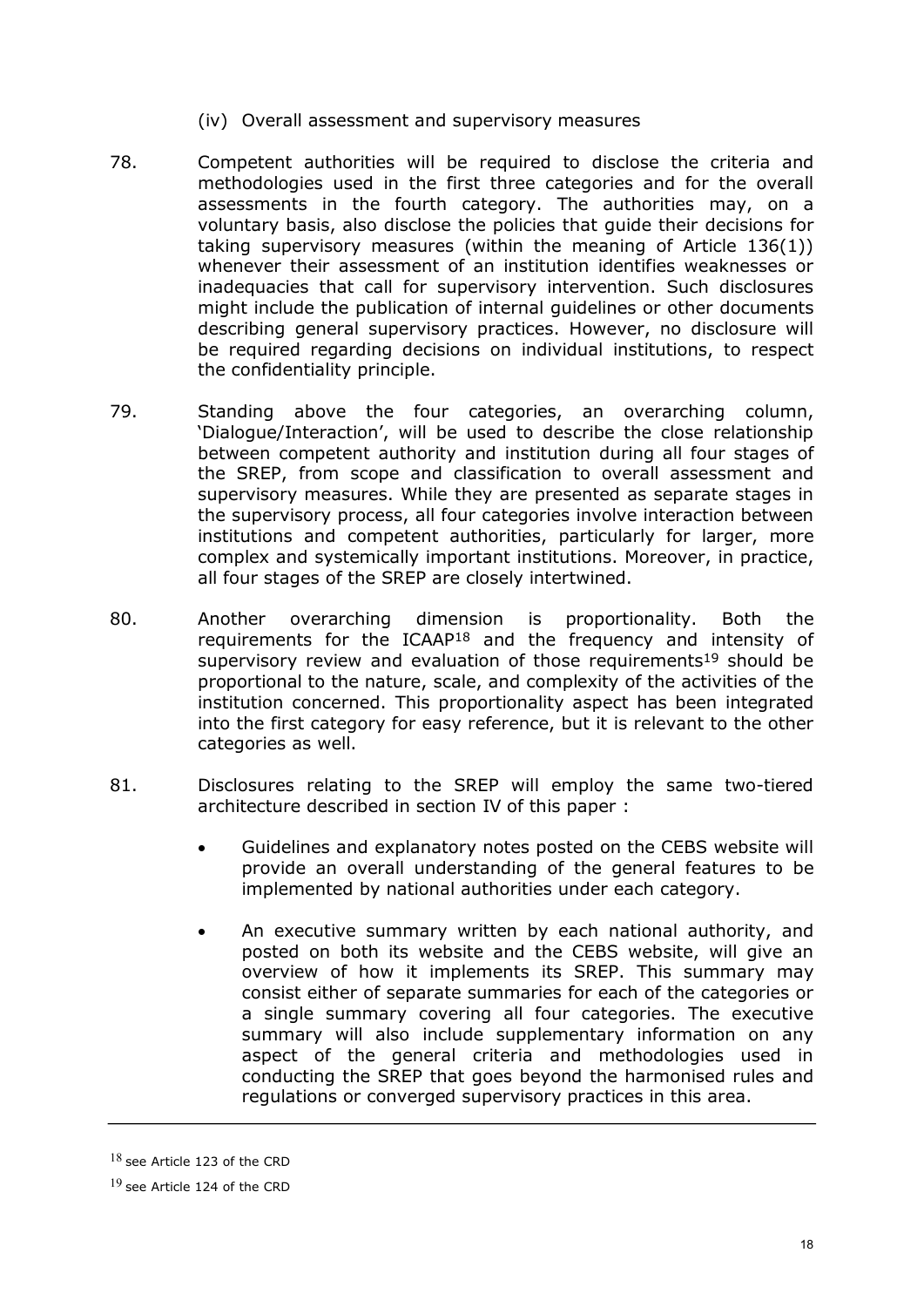(iv) Overall assessment and supervisory measures

78. Competent authorities will be required to disclose the criteria and methodologies used in the first three categories and for the overall assessments in the fourth category. The authorities may, on a voluntary basis, also disclose the policies that guide their decisions for taking supervisory measures (within the meaning of Article 136(1)) whenever their assessment of an institution identifies weaknesses or inadequacies that call for supervisory intervention. Such disclosures might include the publication of internal guidelines or other documents describing general supervisory practices. However, no disclosure will be required regarding decisions on individual institutions, to respect the confidentiality principle.

79. Standing above the four categories, an overarching column, 'Dialogue/Interaction', will be used to describe the close relationship between competent authority and institution during all four stages of the SREP, from scope and classification to overall assessment and supervisory measures. While they are presented as separate stages in the supervisory process, all four categories involve interaction between institutions and competent authorities, particularly for larger, more complex and systemically important institutions. Moreover, in practice, all four stages of the SREP are closely intertwined.

80. Another overarching dimension is proportionality. Both the requirements for the ICAAP[18] and the frequency and intensity of supervisory review and evaluation of those requirements[19] should be proportional to the nature, scale, and complexity of the activities of the institution concerned. This proportionality aspect has been integrated into the first category for easy reference, but it is relevant to the other categories as well.

81. Disclosures relating to the SREP will employ the same two-tiered architecture described in section IV of this paper :

- Guidelines and explanatory notes posted on the CEBS website will provide an overall understanding of the general features to be implemented by national authorities under each category.
- An executive summary written by each national authority, and posted on both its website and the CEBS website, will give an overview of how it implements its SREP. This summary may consist either of separate summaries for each of the categories or a single summary covering all four categories. The executive summary will also include supplementary information on any aspect of the general criteria and methodologies used in conducting the SREP that goes beyond the harmonised rules and regulations or converged supervisory practices in this area.

---

[18] see Article 123 of the CRD

[19] see Article 124 of the CRD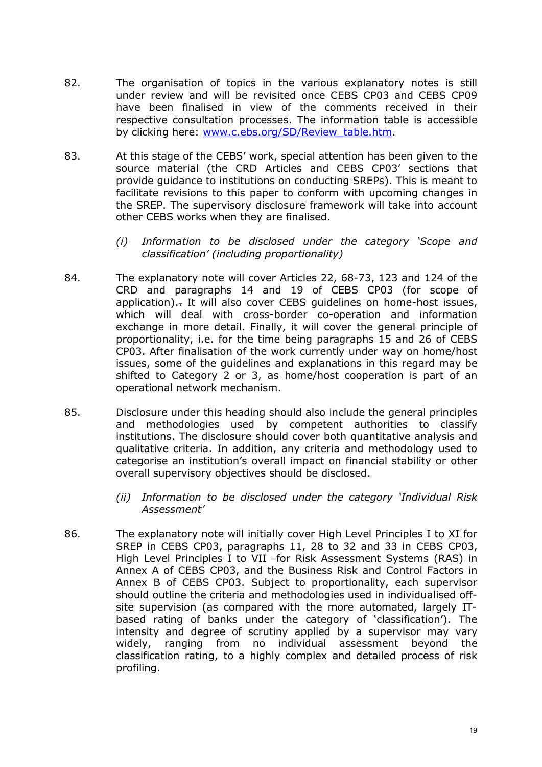82. The organisation of topics in the various explanatory notes is still under review and will be revisited once CEBS CP03 and CEBS CP09 have been finalised in view of the comments received in their respective consultation processes. The information table is accessible by clicking here: [www.c.ebs.org/SD/Review_table.htm](www.c.ebs.org/SD/Review_table.htm).

83. At this stage of the CEBS' work, special attention has been given to the source material (the CRD Articles and CEBS CP03' sections that provide guidance to institutions on conducting SREPs). This is meant to facilitate revisions to this paper to conform with upcoming changes in the SREP. The supervisory disclosure framework will take into account other CEBS works when they are finalised.

*(i) Information to be disclosed under the category 'Scope and classification' (including proportionality)*

84. The explanatory note will cover Articles 22, 68-73, 123 and 124 of the CRD and paragraphs 14 and 19 of CEBS CP03 (for scope of application).. It will also cover CEBS guidelines on home-host issues, which will deal with cross-border co-operation and information exchange in more detail. Finally, it will cover the general principle of proportionality, i.e. for the time being paragraphs 15 and 26 of CEBS CP03. After finalisation of the work currently under way on home/host issues, some of the guidelines and explanations in this regard may be shifted to Category 2 or 3, as home/host cooperation is part of an operational network mechanism.

85. Disclosure under this heading should also include the general principles and methodologies used by competent authorities to classify institutions. The disclosure should cover both quantitative analysis and qualitative criteria. In addition, any criteria and methodology used to categorise an institution's overall impact on financial stability or other overall supervisory objectives should be disclosed.

*(ii) Information to be disclosed under the category 'Individual Risk Assessment'*

86. The explanatory note will initially cover High Level Principles I to XI for SREP in CEBS CP03, paragraphs 11, 28 to 32 and 33 in CEBS CP03, High Level Principles I to VII –for Risk Assessment Systems (RAS) in Annex A of CEBS CP03, and the Business Risk and Control Factors in Annex B of CEBS CP03. Subject to proportionality, each supervisor should outline the criteria and methodologies used in individualised off-site supervision (as compared with the more automated, largely IT-based rating of banks under the category of 'classification'). The intensity and degree of scrutiny applied by a supervisor may vary widely, ranging from no individual assessment beyond the classification rating, to a highly complex and detailed process of risk profiling.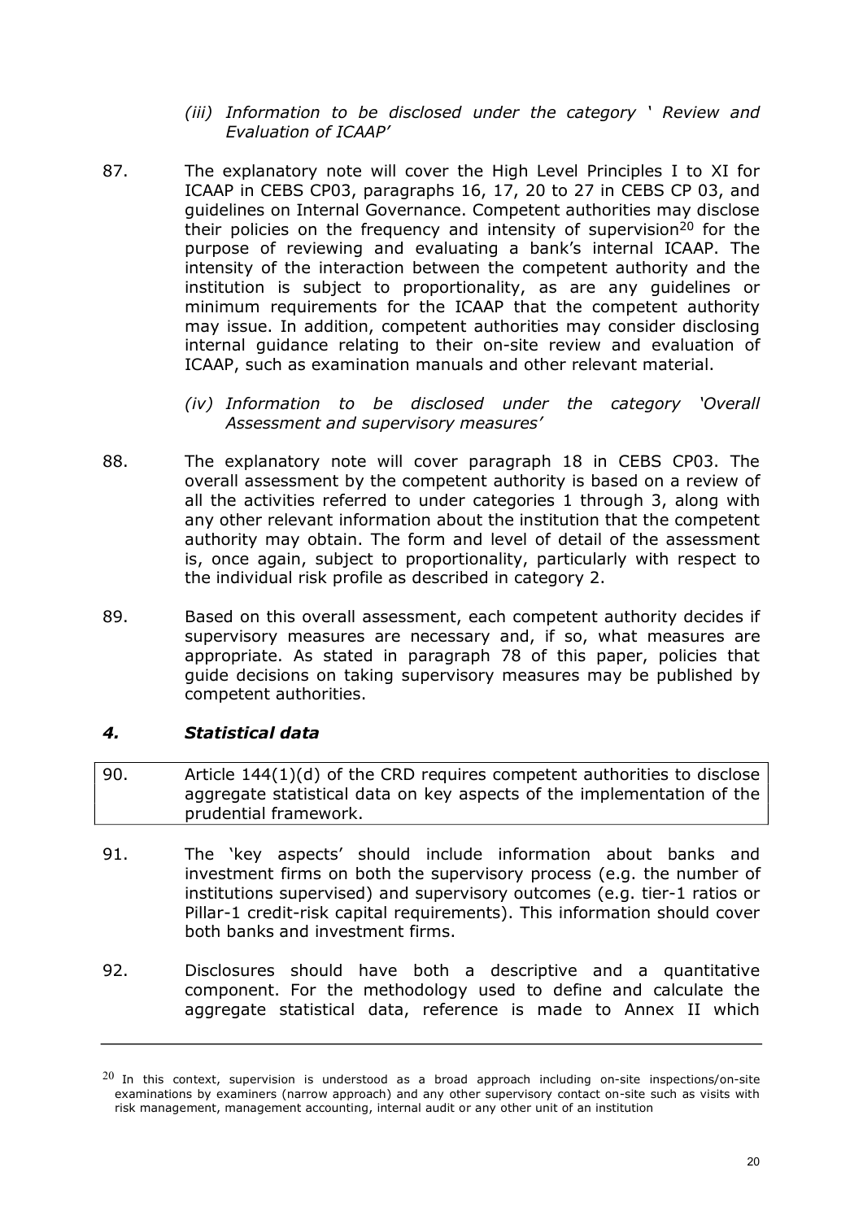*(iii) Information to be disclosed under the category ' Review and Evaluation of ICAAP'*

87. The explanatory note will cover the High Level Principles I to XI for ICAAP in CEBS CP03, paragraphs 16, 17, 20 to 27 in CEBS CP 03, and guidelines on Internal Governance. Competent authorities may disclose their policies on the frequency and intensity of supervision[20] for the purpose of reviewing and evaluating a bank's internal ICAAP. The intensity of the interaction between the competent authority and the institution is subject to proportionality, as are any guidelines or minimum requirements for the ICAAP that the competent authority may issue. In addition, competent authorities may consider disclosing internal guidance relating to their on-site review and evaluation of ICAAP, such as examination manuals and other relevant material.

*(iv) Information to be disclosed under the category 'Overall Assessment and supervisory measures'*

88. The explanatory note will cover paragraph 18 in CEBS CP03. The overall assessment by the competent authority is based on a review of all the activities referred to under categories 1 through 3, along with any other relevant information about the institution that the competent authority may obtain. The form and level of detail of the assessment is, once again, subject to proportionality, particularly with respect to the individual risk profile as described in category 2.

89. Based on this overall assessment, each competent authority decides if supervisory measures are necessary and, if so, what measures are appropriate. As stated in paragraph 78 of this paper, policies that guide decisions on taking supervisory measures may be published by competent authorities.

### *4. Statistical data*

90. Article 144(1)(d) of the CRD requires competent authorities to disclose aggregate statistical data on key aspects of the implementation of the prudential framework.

91. The 'key aspects' should include information about banks and investment firms on both the supervisory process (e.g. the number of institutions supervised) and supervisory outcomes (e.g. tier-1 ratios or Pillar-1 credit-risk capital requirements). This information should cover both banks and investment firms.

92. Disclosures should have both a descriptive and a quantitative component. For the methodology used to define and calculate the aggregate statistical data, reference is made to Annex II which

---

[20] In this context, supervision is understood as a broad approach including on-site inspections/on-site examinations by examiners (narrow approach) and any other supervisory contact on-site such as visits with risk management, management accounting, internal audit or any other unit of an institution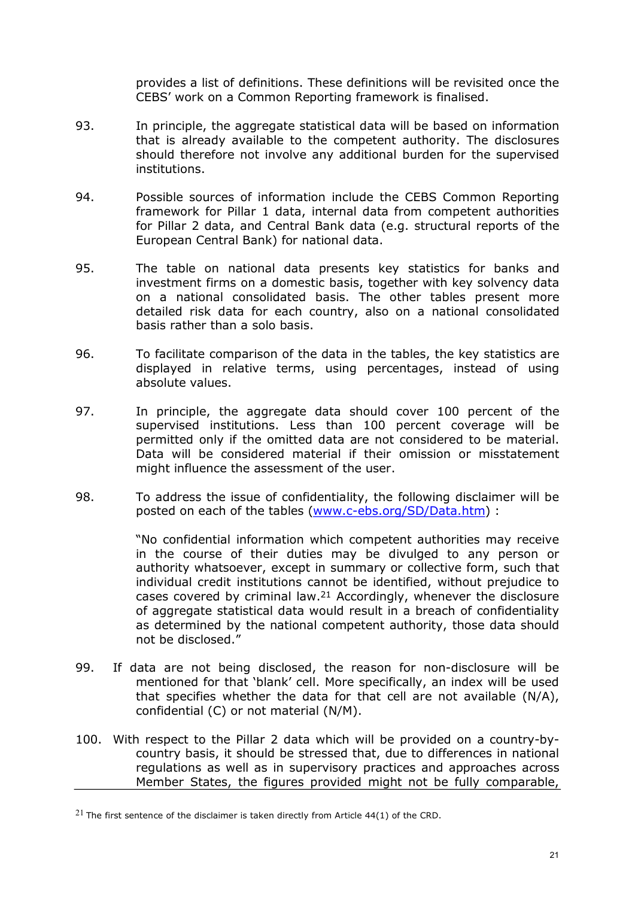provides a list of definitions. These definitions will be revisited once the CEBS' work on a Common Reporting framework is finalised.

93. In principle, the aggregate statistical data will be based on information that is already available to the competent authority. The disclosures should therefore not involve any additional burden for the supervised institutions.

94. Possible sources of information include the CEBS Common Reporting framework for Pillar 1 data, internal data from competent authorities for Pillar 2 data, and Central Bank data (e.g. structural reports of the European Central Bank) for national data.

95. The table on national data presents key statistics for banks and investment firms on a domestic basis, together with key solvency data on a national consolidated basis. The other tables present more detailed risk data for each country, also on a national consolidated basis rather than a solo basis.

96. To facilitate comparison of the data in the tables, the key statistics are displayed in relative terms, using percentages, instead of using absolute values.

97. In principle, the aggregate data should cover 100 percent of the supervised institutions. Less than 100 percent coverage will be permitted only if the omitted data are not considered to be material. Data will be considered material if their omission or misstatement might influence the assessment of the user.

98. To address the issue of confidentiality, the following disclaimer will be posted on each of the tables (www.c-ebs.org/SD/Data.htm) :

> "No confidential information which competent authorities may receive in the course of their duties may be divulged to any person or authority whatsoever, except in summary or collective form, such that individual credit institutions cannot be identified, without prejudice to cases covered by criminal law.[21] Accordingly, whenever the disclosure of aggregate statistical data would result in a breach of confidentiality as determined by the national competent authority, those data should not be disclosed."

99. If data are not being disclosed, the reason for non-disclosure will be mentioned for that 'blank' cell. More specifically, an index will be used that specifies whether the data for that cell are not available (N/A), confidential (C) or not material (N/M).

100. With respect to the Pillar 2 data which will be provided on a country-by-country basis, it should be stressed that, due to differences in national regulations as well as in supervisory practices and approaches across Member States, the figures provided might not be fully comparable,

---

[21] The first sentence of the disclaimer is taken directly from Article 44(1) of the CRD.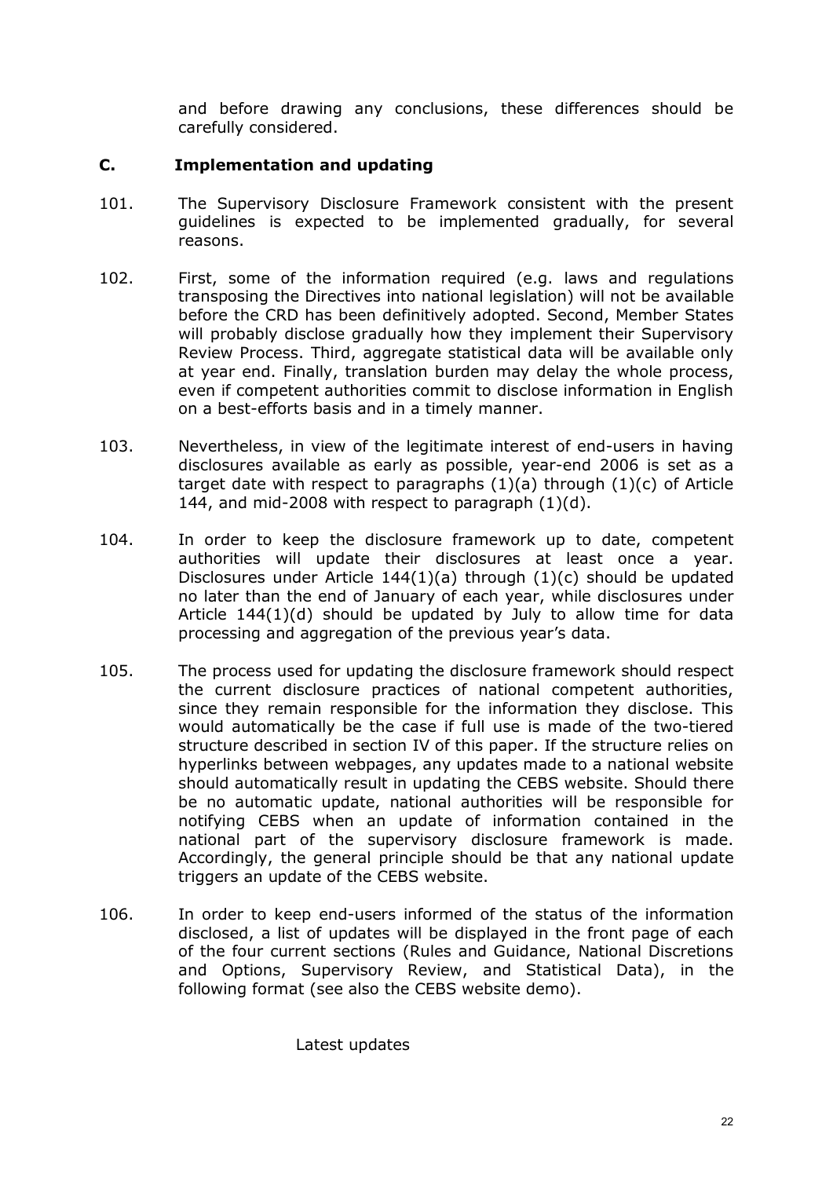and before drawing any conclusions, these differences should be carefully considered.

### C. Implementation and updating

101. The Supervisory Disclosure Framework consistent with the present guidelines is expected to be implemented gradually, for several reasons.

102. First, some of the information required (e.g. laws and regulations transposing the Directives into national legislation) will not be available before the CRD has been definitively adopted. Second, Member States will probably disclose gradually how they implement their Supervisory Review Process. Third, aggregate statistical data will be available only at year end. Finally, translation burden may delay the whole process, even if competent authorities commit to disclose information in English on a best-efforts basis and in a timely manner.

103. Nevertheless, in view of the legitimate interest of end-users in having disclosures available as early as possible, year-end 2006 is set as a target date with respect to paragraphs (1)(a) through (1)(c) of Article 144, and mid-2008 with respect to paragraph (1)(d).

104. In order to keep the disclosure framework up to date, competent authorities will update their disclosures at least once a year. Disclosures under Article 144(1)(a) through (1)(c) should be updated no later than the end of January of each year, while disclosures under Article 144(1)(d) should be updated by July to allow time for data processing and aggregation of the previous year's data.

105. The process used for updating the disclosure framework should respect the current disclosure practices of national competent authorities, since they remain responsible for the information they disclose. This would automatically be the case if full use is made of the two-tiered structure described in section IV of this paper. If the structure relies on hyperlinks between webpages, any updates made to a national website should automatically result in updating the CEBS website. Should there be no automatic update, national authorities will be responsible for notifying CEBS when an update of information contained in the national part of the supervisory disclosure framework is made. Accordingly, the general principle should be that any national update triggers an update of the CEBS website.

106. In order to keep end-users informed of the status of the information disclosed, a list of updates will be displayed in the front page of each of the four current sections (Rules and Guidance, National Discretions and Options, Supervisory Review, and Statistical Data), in the following format (see also the CEBS website demo).

Latest updates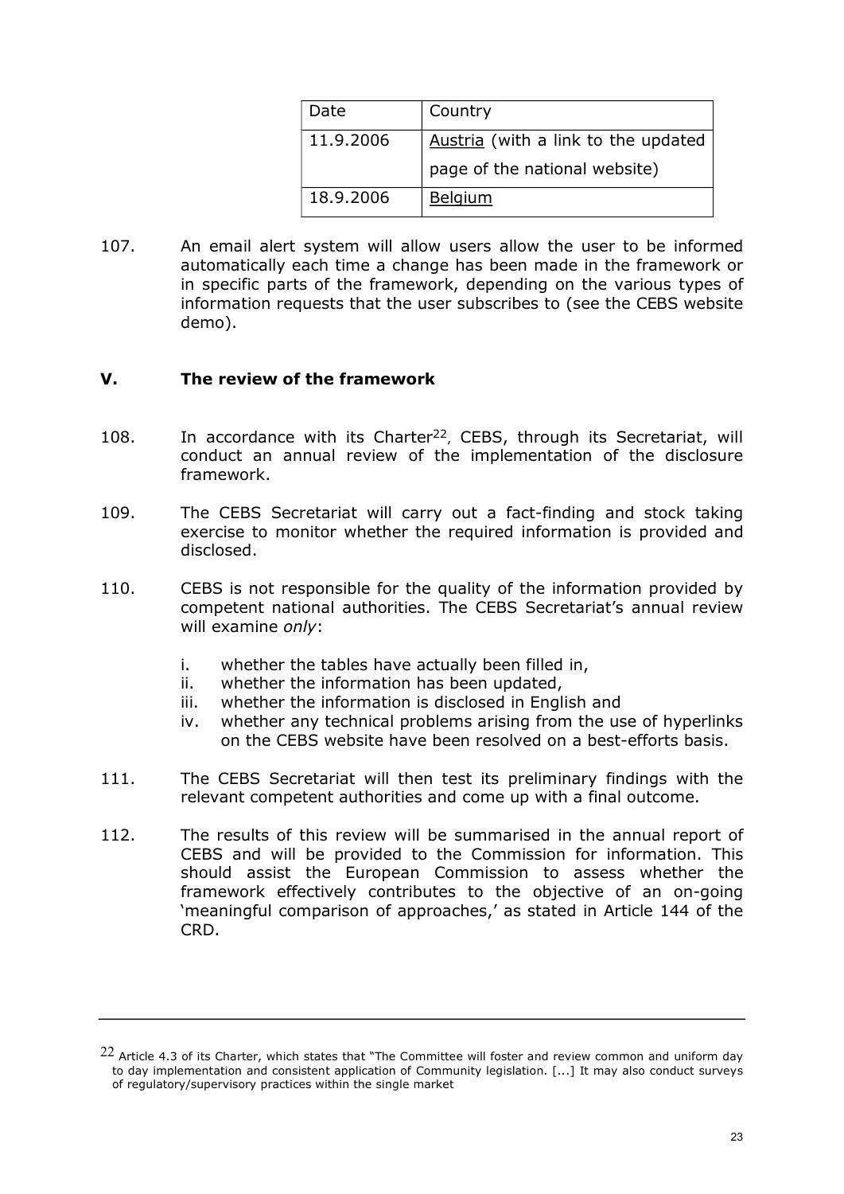| Date | Country |
|---|---|
| 11.9.2006 | Austria (with a link to the updated page of the national website) |
| 18.9.2006 | Belgium |

107. An email alert system will allow users allow the user to be informed automatically each time a change has been made in the framework or in specific parts of the framework, depending on the various types of information requests that the user subscribes to (see the CEBS website demo).

## V. The review of the framework

108. In accordance with its Charter[22], CEBS, through its Secretariat, will conduct an annual review of the implementation of the disclosure framework.

109. The CEBS Secretariat will carry out a fact-finding and stock taking exercise to monitor whether the required information is provided and disclosed.

110. CEBS is not responsible for the quality of the information provided by competent national authorities. The CEBS Secretariat's annual review will examine *only*:

   i. whether the tables have actually been filled in,
   ii. whether the information has been updated,
   iii. whether the information is disclosed in English and
   iv. whether any technical problems arising from the use of hyperlinks on the CEBS website have been resolved on a best-efforts basis.

111. The CEBS Secretariat will then test its preliminary findings with the relevant competent authorities and come up with a final outcome.

112. The results of this review will be summarised in the annual report of CEBS and will be provided to the Commission for information. This should assist the European Commission to assess whether the framework effectively contributes to the objective of an on-going 'meaningful comparison of approaches,' as stated in Article 144 of the CRD.

---

[22] Article 4.3 of its Charter, which states that "The Committee will foster and review common and uniform day to day implementation and consistent application of Community legislation. [...] It may also conduct surveys of regulatory/supervisory practices within the single market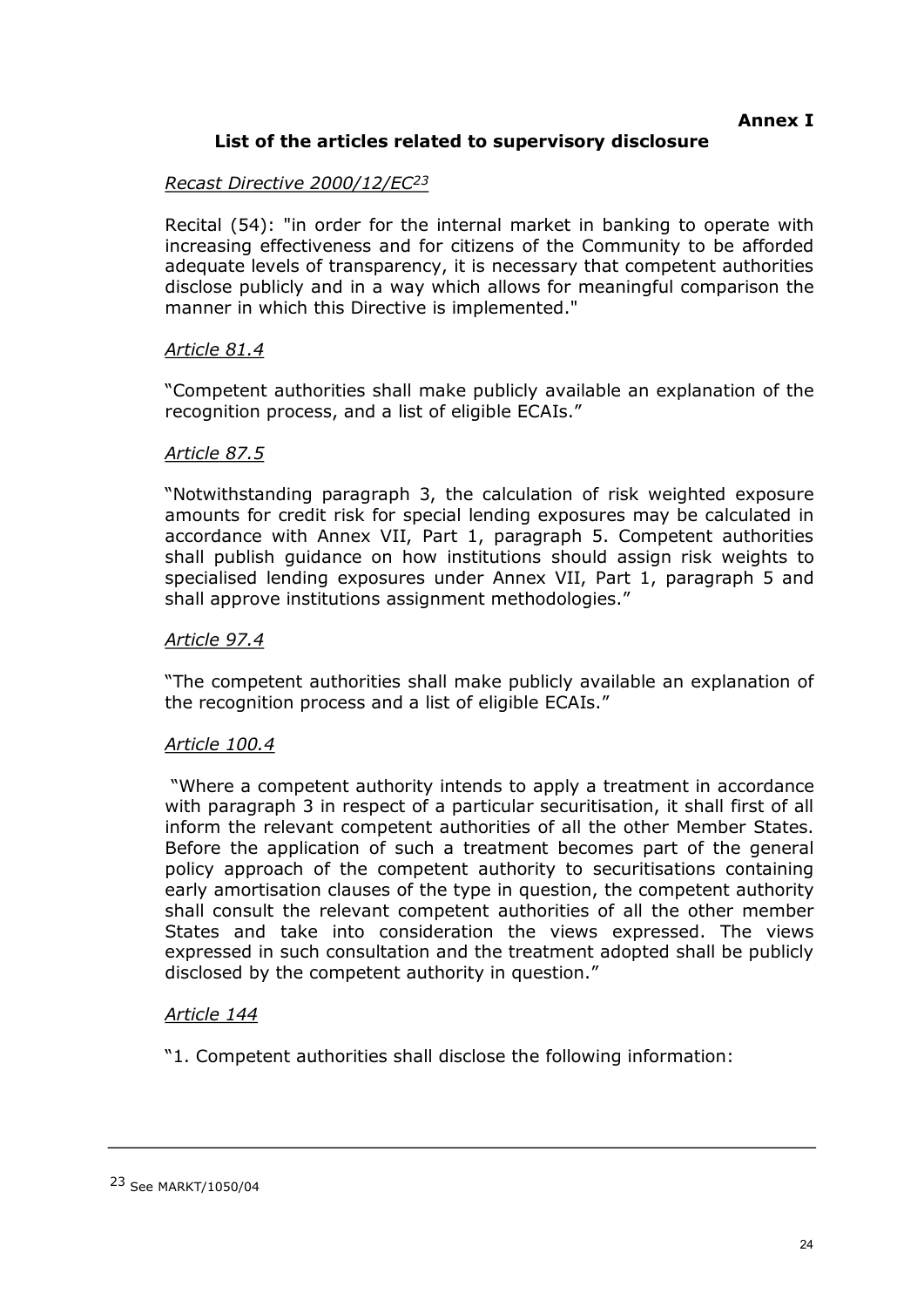**Annex I**

## List of the articles related to supervisory disclosure

*Recast Directive 2000/12/EC*[23]

Recital (54): "in order for the internal market in banking to operate with increasing effectiveness and for citizens of the Community to be afforded adequate levels of transparency, it is necessary that competent authorities disclose publicly and in a way which allows for meaningful comparison the manner in which this Directive is implemented."

*Article 81.4*

"Competent authorities shall make publicly available an explanation of the recognition process, and a list of eligible ECAIs."

*Article 87.5*

"Notwithstanding paragraph 3, the calculation of risk weighted exposure amounts for credit risk for special lending exposures may be calculated in accordance with Annex VII, Part 1, paragraph 5. Competent authorities shall publish guidance on how institutions should assign risk weights to specialised lending exposures under Annex VII, Part 1, paragraph 5 and shall approve institutions assignment methodologies."

*Article 97.4*

"The competent authorities shall make publicly available an explanation of the recognition process and a list of eligible ECAIs."

*Article 100.4*

"Where a competent authority intends to apply a treatment in accordance with paragraph 3 in respect of a particular securitisation, it shall first of all inform the relevant competent authorities of all the other Member States. Before the application of such a treatment becomes part of the general policy approach of the competent authority to securitisations containing early amortisation clauses of the type in question, the competent authority shall consult the relevant competent authorities of all the other member States and take into consideration the views expressed. The views expressed in such consultation and the treatment adopted shall be publicly disclosed by the competent authority in question."

*Article 144*

"1. Competent authorities shall disclose the following information:

---

[23] See MARKT/1050/04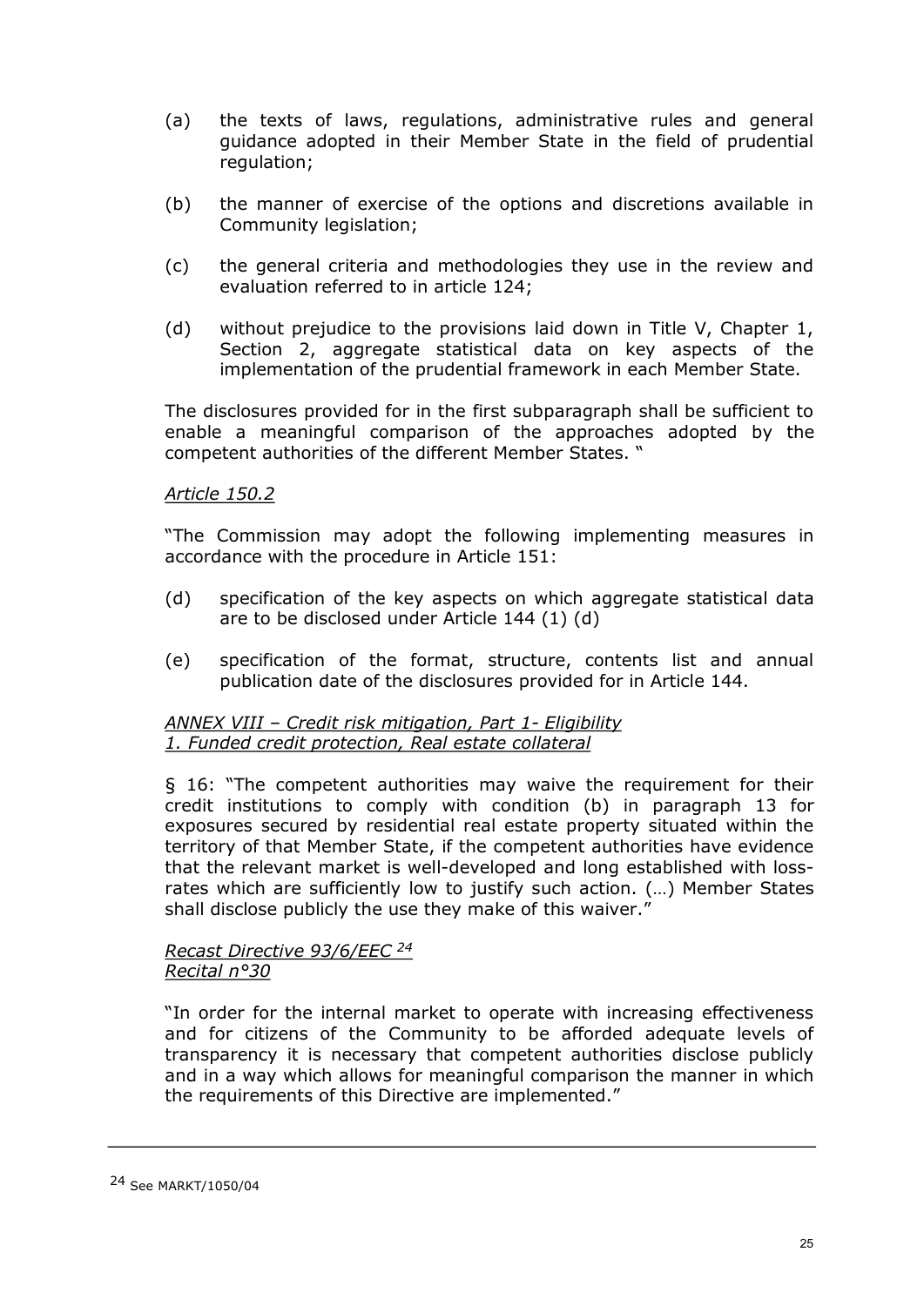(a) the texts of laws, regulations, administrative rules and general guidance adopted in their Member State in the field of prudential regulation;

(b) the manner of exercise of the options and discretions available in Community legislation;

(c) the general criteria and methodologies they use in the review and evaluation referred to in article 124;

(d) without prejudice to the provisions laid down in Title V, Chapter 1, Section 2, aggregate statistical data on key aspects of the implementation of the prudential framework in each Member State.

The disclosures provided for in the first subparagraph shall be sufficient to enable a meaningful comparison of the approaches adopted by the competent authorities of the different Member States. "

*Article 150.2*

"The Commission may adopt the following implementing measures in accordance with the procedure in Article 151:

(d) specification of the key aspects on which aggregate statistical data are to be disclosed under Article 144 (1) (d)

(e) specification of the format, structure, contents list and annual publication date of the disclosures provided for in Article 144.

*ANNEX VIII – Credit risk mitigation, Part 1- Eligibility*
*1. Funded credit protection, Real estate collateral*

§ 16: "The competent authorities may waive the requirement for their credit institutions to comply with condition (b) in paragraph 13 for exposures secured by residential real estate property situated within the territory of that Member State, if the competent authorities have evidence that the relevant market is well-developed and long established with loss-rates which are sufficiently low to justify such action. (…) Member States shall disclose publicly the use they make of this waiver."

*Recast Directive 93/6/EEC [24]*
*Recital n°30*

"In order for the internal market to operate with increasing effectiveness and for citizens of the Community to be afforded adequate levels of transparency it is necessary that competent authorities disclose publicly and in a way which allows for meaningful comparison the manner in which the requirements of this Directive are implemented."

---

[24] See MARKT/1050/04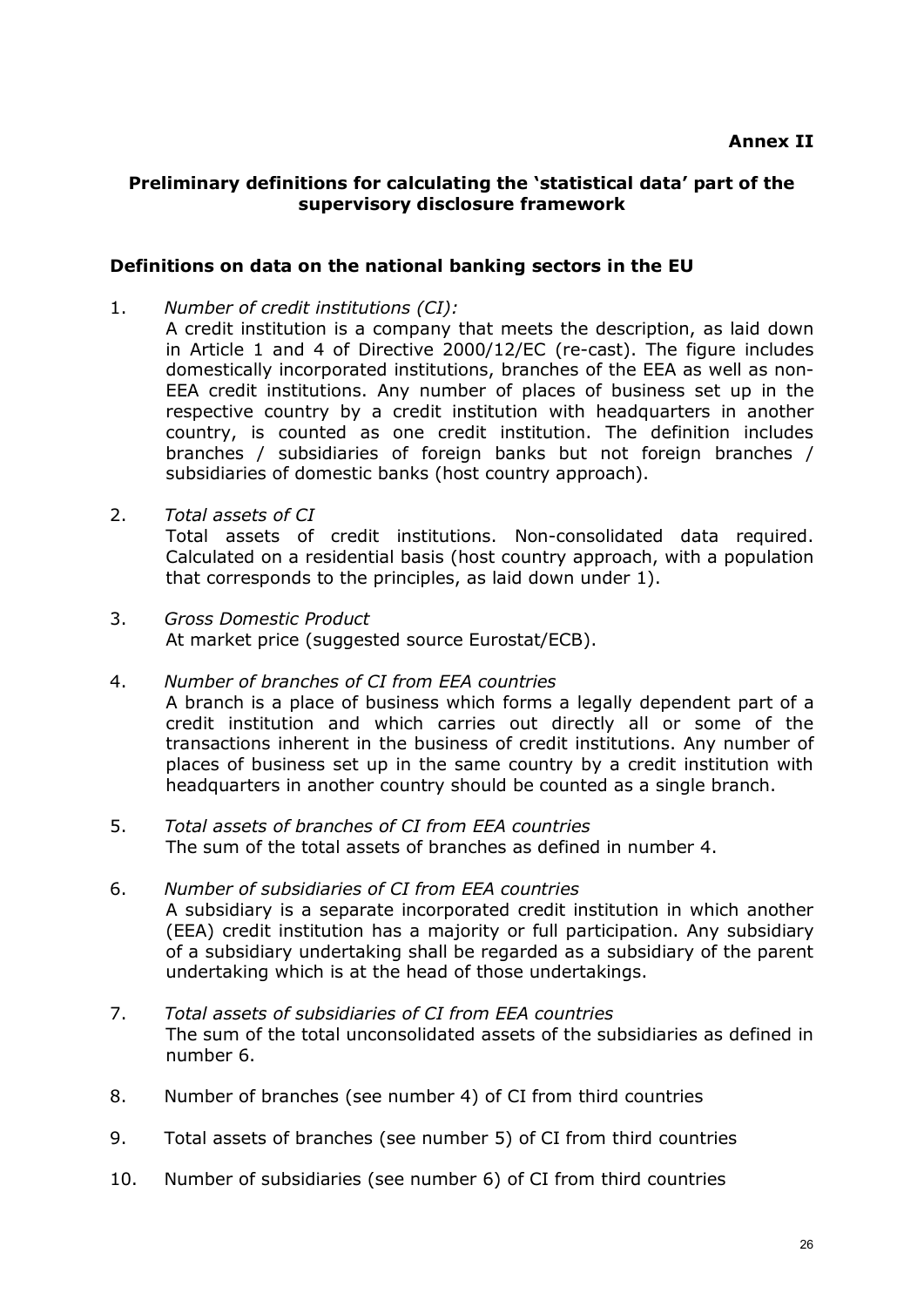**Annex II**

## Preliminary definitions for calculating the 'statistical data' part of the supervisory disclosure framework

### Definitions on data on the national banking sectors in the EU

1. *Number of credit institutions (CI):*
   A credit institution is a company that meets the description, as laid down in Article 1 and 4 of Directive 2000/12/EC (re-cast). The figure includes domestically incorporated institutions, branches of the EEA as well as non-EEA credit institutions. Any number of places of business set up in the respective country by a credit institution with headquarters in another country, is counted as one credit institution. The definition includes branches / subsidiaries of foreign banks but not foreign branches / subsidiaries of domestic banks (host country approach).

2. *Total assets of CI*
   Total assets of credit institutions. Non-consolidated data required. Calculated on a residential basis (host country approach, with a population that corresponds to the principles, as laid down under 1).

3. *Gross Domestic Product*
   At market price (suggested source Eurostat/ECB).

4. *Number of branches of CI from EEA countries*
   A branch is a place of business which forms a legally dependent part of a credit institution and which carries out directly all or some of the transactions inherent in the business of credit institutions. Any number of places of business set up in the same country by a credit institution with headquarters in another country should be counted as a single branch.

5. *Total assets of branches of CI from EEA countries*
   The sum of the total assets of branches as defined in number 4.

6. *Number of subsidiaries of CI from EEA countries*
   A subsidiary is a separate incorporated credit institution in which another (EEA) credit institution has a majority or full participation. Any subsidiary of a subsidiary undertaking shall be regarded as a subsidiary of the parent undertaking which is at the head of those undertakings.

7. *Total assets of subsidiaries of CI from EEA countries*
   The sum of the total unconsolidated assets of the subsidiaries as defined in number 6.

8. Number of branches (see number 4) of CI from third countries

9. Total assets of branches (see number 5) of CI from third countries

10. Number of subsidiaries (see number 6) of CI from third countries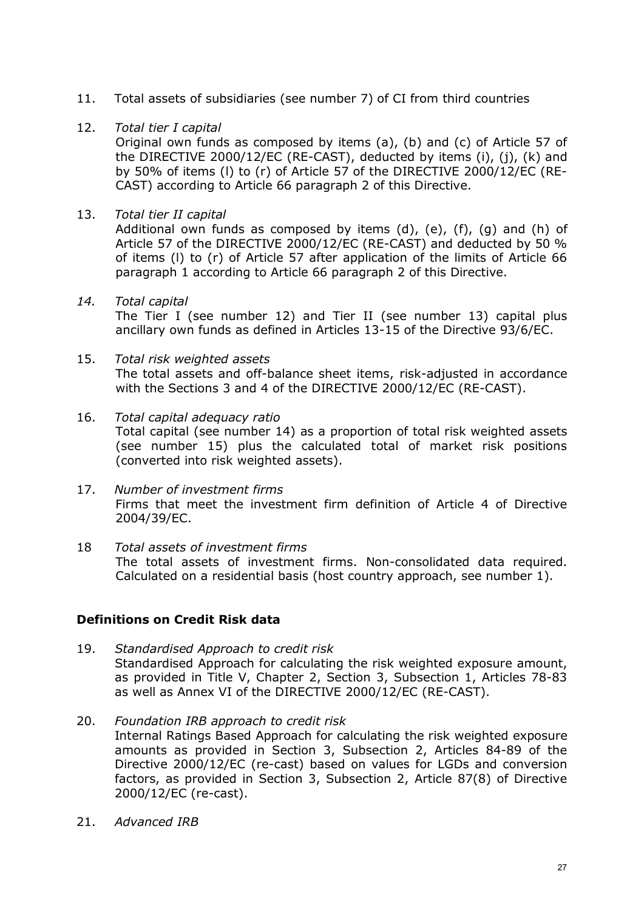11. Total assets of subsidiaries (see number 7) of CI from third countries

12. *Total tier I capital*
    Original own funds as composed by items (a), (b) and (c) of Article 57 of the DIRECTIVE 2000/12/EC (RE-CAST), deducted by items (i), (j), (k) and by 50% of items (l) to (r) of Article 57 of the DIRECTIVE 2000/12/EC (RE-CAST) according to Article 66 paragraph 2 of this Directive.

13. *Total tier II capital*
    Additional own funds as composed by items (d), (e), (f), (g) and (h) of Article 57 of the DIRECTIVE 2000/12/EC (RE-CAST) and deducted by 50 % of items (l) to (r) of Article 57 after application of the limits of Article 66 paragraph 1 according to Article 66 paragraph 2 of this Directive.

14. *Total capital*
    The Tier I (see number 12) and Tier II (see number 13) capital plus ancillary own funds as defined in Articles 13-15 of the Directive 93/6/EC.

15. *Total risk weighted assets*
    The total assets and off-balance sheet items, risk-adjusted in accordance with the Sections 3 and 4 of the DIRECTIVE 2000/12/EC (RE-CAST).

16. *Total capital adequacy ratio*
    Total capital (see number 14) as a proportion of total risk weighted assets (see number 15) plus the calculated total of market risk positions (converted into risk weighted assets).

17. *Number of investment firms*
    Firms that meet the investment firm definition of Article 4 of Directive 2004/39/EC.

18 *Total assets of investment firms*
    The total assets of investment firms. Non-consolidated data required. Calculated on a residential basis (host country approach, see number 1).

## Definitions on Credit Risk data

19. *Standardised Approach to credit risk*
    Standardised Approach for calculating the risk weighted exposure amount, as provided in Title V, Chapter 2, Section 3, Subsection 1, Articles 78-83 as well as Annex VI of the DIRECTIVE 2000/12/EC (RE-CAST).

20. *Foundation IRB approach to credit risk*
    Internal Ratings Based Approach for calculating the risk weighted exposure amounts as provided in Section 3, Subsection 2, Articles 84-89 of the Directive 2000/12/EC (re-cast) based on values for LGDs and conversion factors, as provided in Section 3, Subsection 2, Article 87(8) of Directive 2000/12/EC (re-cast).

21. *Advanced IRB*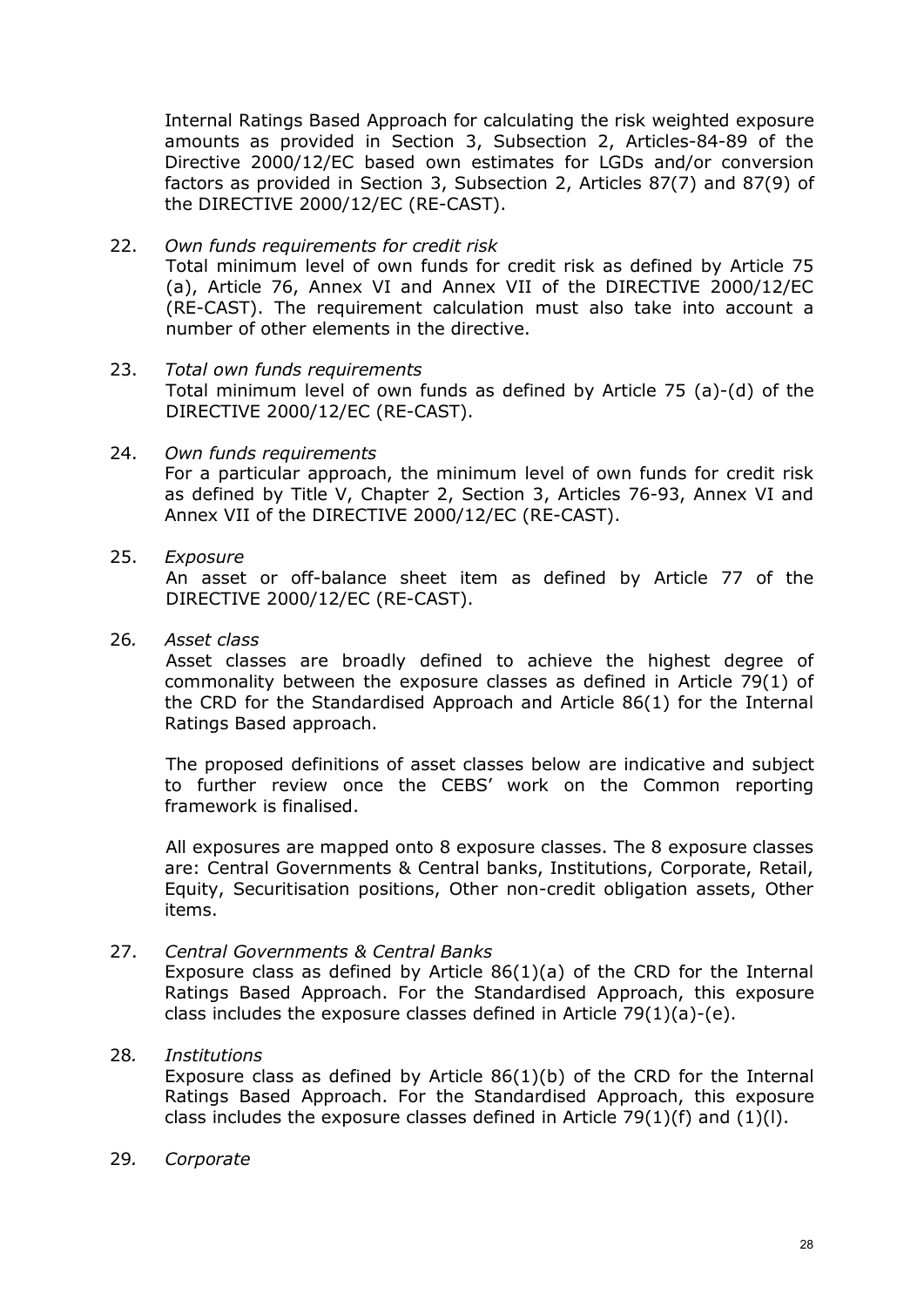Internal Ratings Based Approach for calculating the risk weighted exposure amounts as provided in Section 3, Subsection 2, Articles-84-89 of the Directive 2000/12/EC based own estimates for LGDs and/or conversion factors as provided in Section 3, Subsection 2, Articles 87(7) and 87(9) of the DIRECTIVE 2000/12/EC (RE-CAST).

22. *Own funds requirements for credit risk*
    Total minimum level of own funds for credit risk as defined by Article 75 (a), Article 76, Annex VI and Annex VII of the DIRECTIVE 2000/12/EC (RE-CAST). The requirement calculation must also take into account a number of other elements in the directive.

23. *Total own funds requirements*
    Total minimum level of own funds as defined by Article 75 (a)-(d) of the DIRECTIVE 2000/12/EC (RE-CAST).

24. *Own funds requirements*
    For a particular approach, the minimum level of own funds for credit risk as defined by Title V, Chapter 2, Section 3, Articles 76-93, Annex VI and Annex VII of the DIRECTIVE 2000/12/EC (RE-CAST).

25. *Exposure*
    An asset or off-balance sheet item as defined by Article 77 of the DIRECTIVE 2000/12/EC (RE-CAST).

26. *Asset class*
    Asset classes are broadly defined to achieve the highest degree of commonality between the exposure classes as defined in Article 79(1) of the CRD for the Standardised Approach and Article 86(1) for the Internal Ratings Based approach.

    The proposed definitions of asset classes below are indicative and subject to further review once the CEBS' work on the Common reporting framework is finalised.

    All exposures are mapped onto 8 exposure classes. The 8 exposure classes are: Central Governments & Central banks, Institutions, Corporate, Retail, Equity, Securitisation positions, Other non-credit obligation assets, Other items.

27. *Central Governments & Central Banks*
    Exposure class as defined by Article 86(1)(a) of the CRD for the Internal Ratings Based Approach. For the Standardised Approach, this exposure class includes the exposure classes defined in Article 79(1)(a)-(e).

28. *Institutions*
    Exposure class as defined by Article 86(1)(b) of the CRD for the Internal Ratings Based Approach. For the Standardised Approach, this exposure class includes the exposure classes defined in Article 79(1)(f) and (1)(l).

29. *Corporate*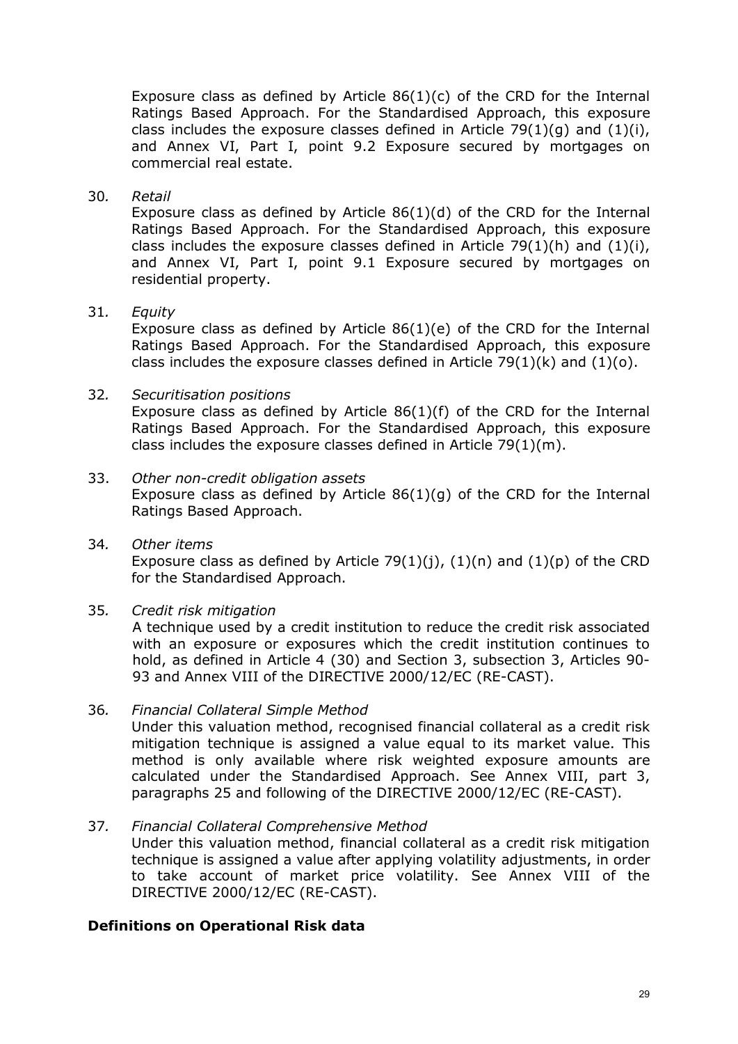Exposure class as defined by Article 86(1)(c) of the CRD for the Internal Ratings Based Approach. For the Standardised Approach, this exposure class includes the exposure classes defined in Article 79(1)(g) and (1)(i), and Annex VI, Part I, point 9.2 Exposure secured by mortgages on commercial real estate.

30. *Retail*
   Exposure class as defined by Article 86(1)(d) of the CRD for the Internal Ratings Based Approach. For the Standardised Approach, this exposure class includes the exposure classes defined in Article 79(1)(h) and (1)(i), and Annex VI, Part I, point 9.1 Exposure secured by mortgages on residential property.

31. *Equity*
   Exposure class as defined by Article 86(1)(e) of the CRD for the Internal Ratings Based Approach. For the Standardised Approach, this exposure class includes the exposure classes defined in Article 79(1)(k) and (1)(o).

32. *Securitisation positions*
   Exposure class as defined by Article 86(1)(f) of the CRD for the Internal Ratings Based Approach. For the Standardised Approach, this exposure class includes the exposure classes defined in Article 79(1)(m).

33. *Other non-credit obligation assets*
   Exposure class as defined by Article 86(1)(g) of the CRD for the Internal Ratings Based Approach.

34. *Other items*
   Exposure class as defined by Article 79(1)(j), (1)(n) and (1)(p) of the CRD for the Standardised Approach.

35. *Credit risk mitigation*
   A technique used by a credit institution to reduce the credit risk associated with an exposure or exposures which the credit institution continues to hold, as defined in Article 4 (30) and Section 3, subsection 3, Articles 90-93 and Annex VIII of the DIRECTIVE 2000/12/EC (RE-CAST).

36. *Financial Collateral Simple Method*
   Under this valuation method, recognised financial collateral as a credit risk mitigation technique is assigned a value equal to its market value. This method is only available where risk weighted exposure amounts are calculated under the Standardised Approach. See Annex VIII, part 3, paragraphs 25 and following of the DIRECTIVE 2000/12/EC (RE-CAST).

37. *Financial Collateral Comprehensive Method*
   Under this valuation method, financial collateral as a credit risk mitigation technique is assigned a value after applying volatility adjustments, in order to take account of market price volatility. See Annex VIII of the DIRECTIVE 2000/12/EC (RE-CAST).

**Definitions on Operational Risk data**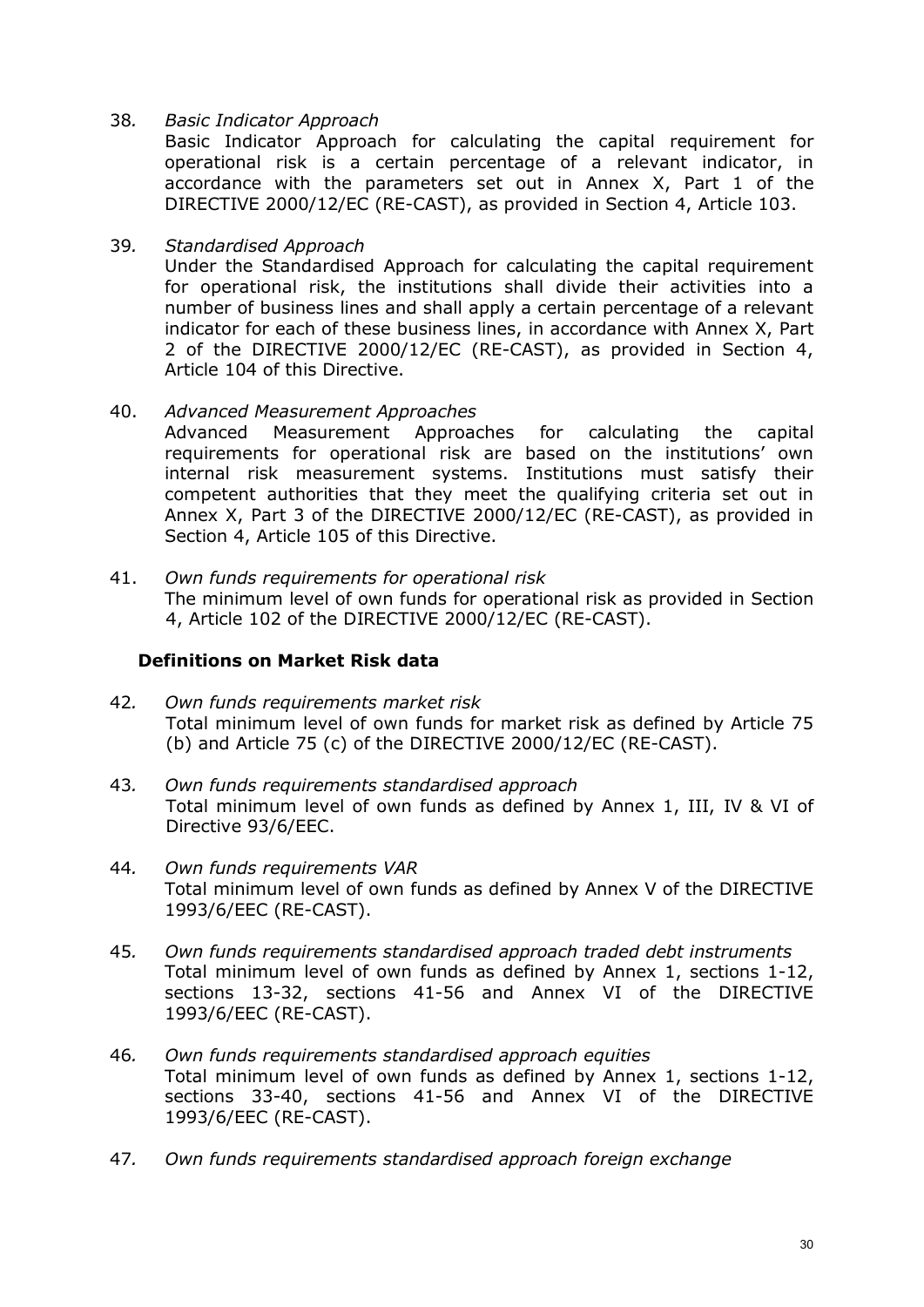38. *Basic Indicator Approach*

    Basic Indicator Approach for calculating the capital requirement for operational risk is a certain percentage of a relevant indicator, in accordance with the parameters set out in Annex X, Part 1 of the DIRECTIVE 2000/12/EC (RE-CAST), as provided in Section 4, Article 103.

39. *Standardised Approach*

    Under the Standardised Approach for calculating the capital requirement for operational risk, the institutions shall divide their activities into a number of business lines and shall apply a certain percentage of a relevant indicator for each of these business lines, in accordance with Annex X, Part 2 of the DIRECTIVE 2000/12/EC (RE-CAST), as provided in Section 4, Article 104 of this Directive.

40. *Advanced Measurement Approaches*

    Advanced Measurement Approaches for calculating the capital requirements for operational risk are based on the institutions' own internal risk measurement systems. Institutions must satisfy their competent authorities that they meet the qualifying criteria set out in Annex X, Part 3 of the DIRECTIVE 2000/12/EC (RE-CAST), as provided in Section 4, Article 105 of this Directive.

41. *Own funds requirements for operational risk*

    The minimum level of own funds for operational risk as provided in Section 4, Article 102 of the DIRECTIVE 2000/12/EC (RE-CAST).

**Definitions on Market Risk data**

42. *Own funds requirements market risk*

    Total minimum level of own funds for market risk as defined by Article 75 (b) and Article 75 (c) of the DIRECTIVE 2000/12/EC (RE-CAST).

43. *Own funds requirements standardised approach*

    Total minimum level of own funds as defined by Annex 1, III, IV & VI of Directive 93/6/EEC.

44. *Own funds requirements VAR*

    Total minimum level of own funds as defined by Annex V of the DIRECTIVE 1993/6/EEC (RE-CAST).

45. *Own funds requirements standardised approach traded debt instruments*

    Total minimum level of own funds as defined by Annex 1, sections 1-12, sections 13-32, sections 41-56 and Annex VI of the DIRECTIVE 1993/6/EEC (RE-CAST).

46. *Own funds requirements standardised approach equities*

    Total minimum level of own funds as defined by Annex 1, sections 1-12, sections 33-40, sections 41-56 and Annex VI of the DIRECTIVE 1993/6/EEC (RE-CAST).

47. *Own funds requirements standardised approach foreign exchange*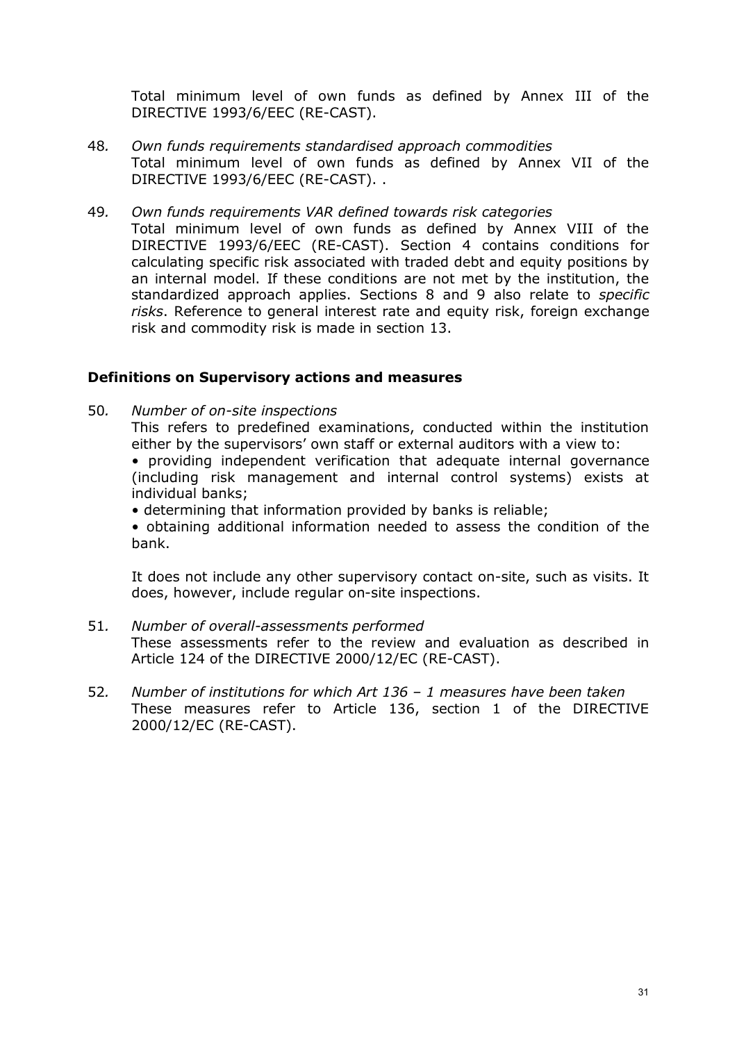Total minimum level of own funds as defined by Annex III of the DIRECTIVE 1993/6/EEC (RE-CAST).

48. *Own funds requirements standardised approach commodities*
    Total minimum level of own funds as defined by Annex VII of the DIRECTIVE 1993/6/EEC (RE-CAST). .

49. *Own funds requirements VAR defined towards risk categories*
    Total minimum level of own funds as defined by Annex VIII of the DIRECTIVE 1993/6/EEC (RE-CAST). Section 4 contains conditions for calculating specific risk associated with traded debt and equity positions by an internal model. If these conditions are not met by the institution, the standardized approach applies. Sections 8 and 9 also relate to *specific risks*. Reference to general interest rate and equity risk, foreign exchange risk and commodity risk is made in section 13.

## Definitions on Supervisory actions and measures

50. *Number of on-site inspections*
    This refers to predefined examinations, conducted within the institution either by the supervisors' own staff or external auditors with a view to:
    • providing independent verification that adequate internal governance (including risk management and internal control systems) exists at individual banks;
    • determining that information provided by banks is reliable;
    • obtaining additional information needed to assess the condition of the bank.

    It does not include any other supervisory contact on-site, such as visits. It does, however, include regular on-site inspections.

51. *Number of overall-assessments performed*
    These assessments refer to the review and evaluation as described in Article 124 of the DIRECTIVE 2000/12/EC (RE-CAST).

52. *Number of institutions for which Art 136 – 1 measures have been taken*
    These measures refer to Article 136, section 1 of the DIRECTIVE 2000/12/EC (RE-CAST).